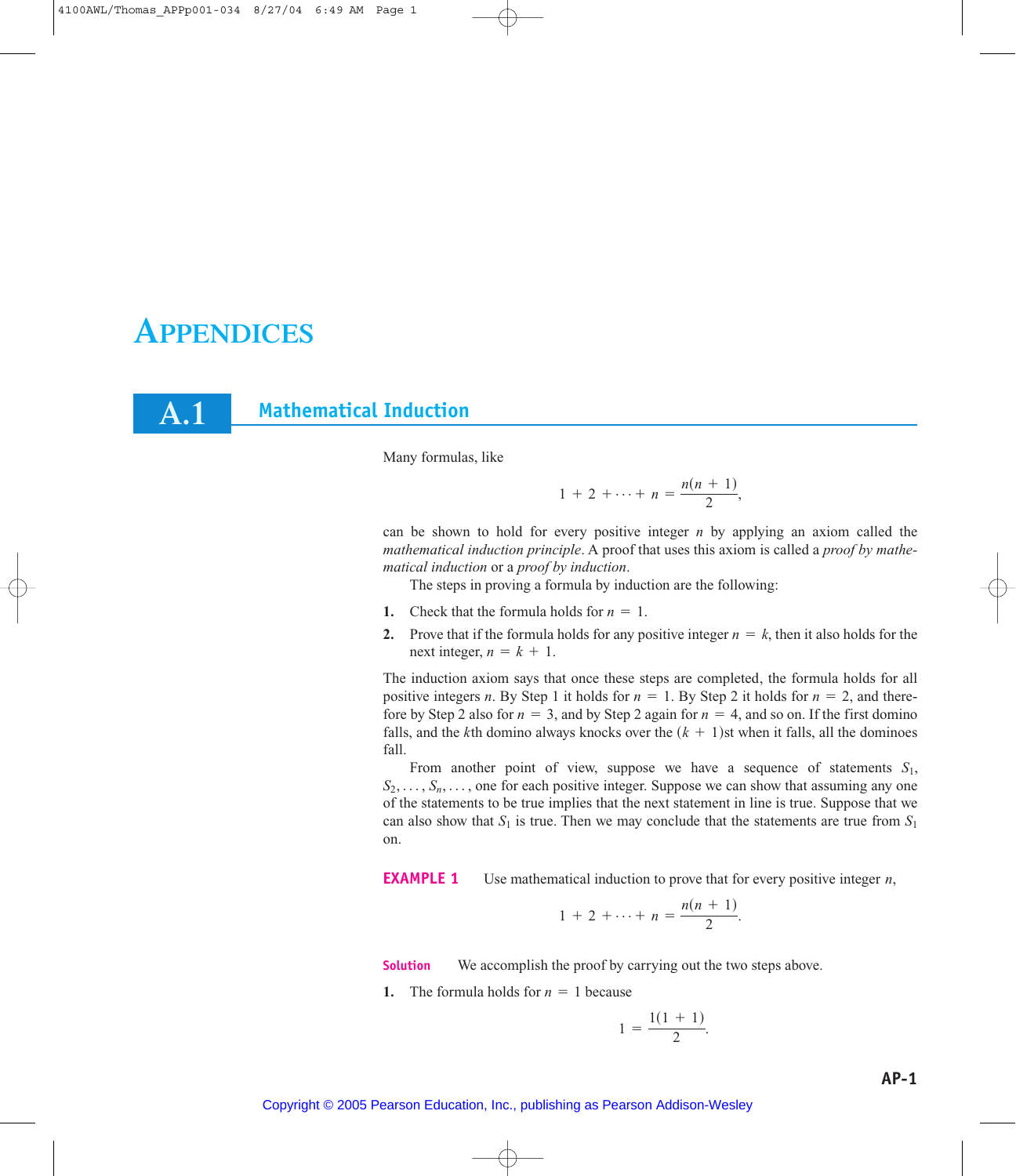# APPENDICES

## A.1 Mathematical Induction

Many formulas, like

$$1 + 2 + \cdots + n = \frac{n(n+1)}{2},$$

can be shown to hold for every positive integer $n$ by applying an axiom called the *mathematical induction principle*. A proof that uses this axiom is called a *proof by mathematical induction* or a *proof by induction*.

The steps in proving a formula by induction are the following:

1. Check that the formula holds for $n = 1$.
2. Prove that if the formula holds for any positive integer $n = k$, then it also holds for the next integer, $n = k + 1$.

The induction axiom says that once these steps are completed, the formula holds for all positive integers $n$. By Step 1 it holds for $n = 1$. By Step 2 it holds for $n = 2$, and therefore by Step 2 also for $n = 3$, and by Step 2 again for $n = 4$, and so on. If the first domino falls, and the $k$th domino always knocks over the $(k + 1)$st when it falls, all the dominoes fall.

From another point of view, suppose we have a sequence of statements $S_1$, $S_2, \ldots, S_n, \ldots$, one for each positive integer. Suppose we can show that assuming any one of the statements to be true implies that the next statement in line is true. Suppose that we can also show that $S_1$ is true. Then we may conclude that the statements are true from $S_1$ on.

**EXAMPLE 1** Use mathematical induction to prove that for every positive integer $n$,

$$1 + 2 + \cdots + n = \frac{n(n+1)}{2}.$$

**Solution** We accomplish the proof by carrying out the two steps above.

1. The formula holds for $n = 1$ because

$$1 = \frac{1(1+1)}{2}.$$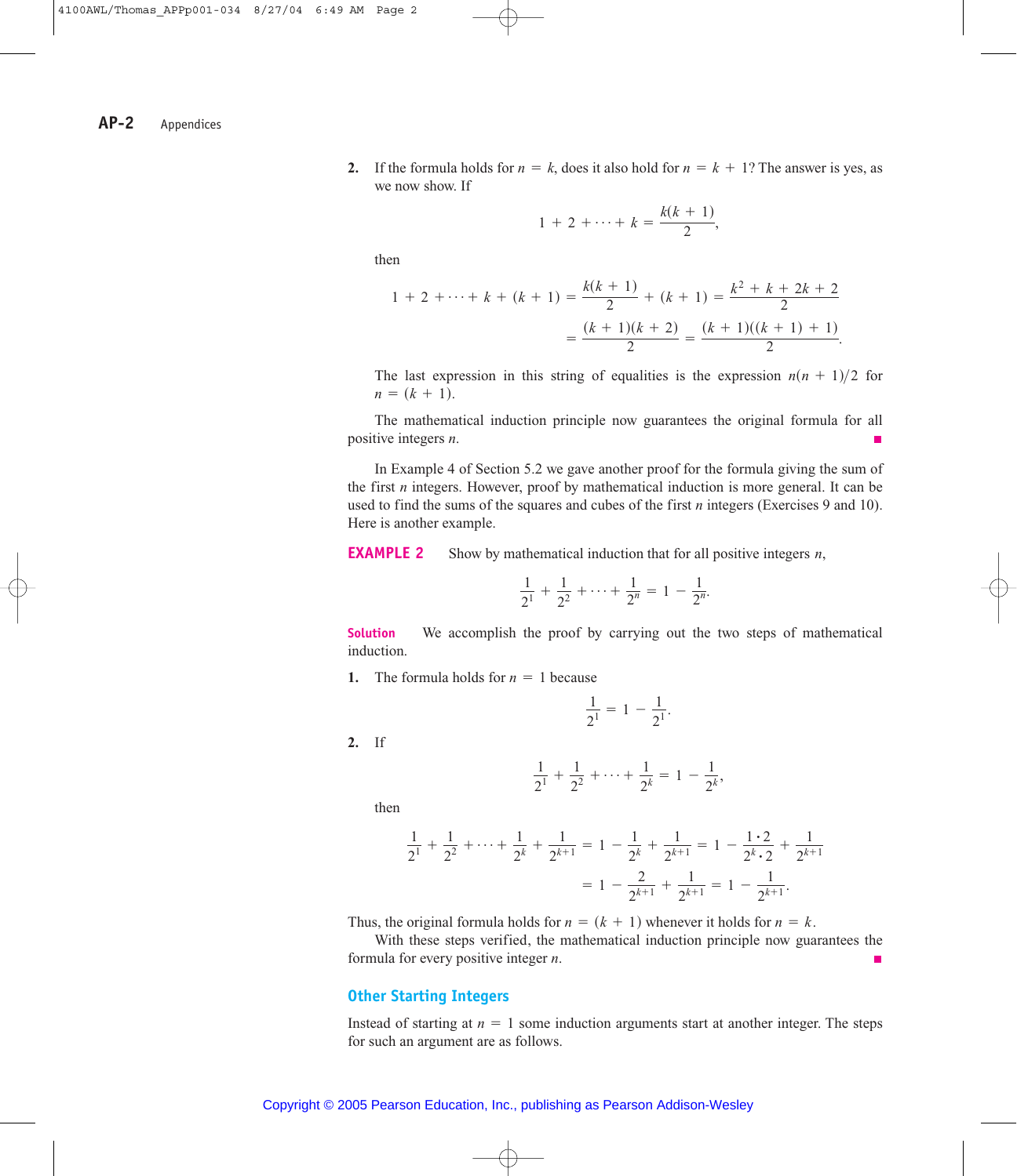2. If the formula holds for $n = k$, does it also hold for $n = k + 1$? The answer is yes, as we now show. If

$$1 + 2 + \cdots + k = \frac{k(k+1)}{2},$$

then

$$1 + 2 + \cdots + k + (k+1) = \frac{k(k+1)}{2} + (k+1) = \frac{k^2 + k + 2k + 2}{2}$$

$$= \frac{(k+1)(k+2)}{2} = \frac{(k+1)((k+1)+1)}{2}.$$

The last expression in this string of equalities is the expression $n(n+1)/2$ for $n = (k+1)$.

The mathematical induction principle now guarantees the original formula for all positive integers $n$. ■

In Example 4 of Section 5.2 we gave another proof for the formula giving the sum of the first $n$ integers. However, proof by mathematical induction is more general. It can be used to find the sums of the squares and cubes of the first $n$ integers (Exercises 9 and 10). Here is another example.

**EXAMPLE 2** Show by mathematical induction that for all positive integers $n$,

$$\frac{1}{2^1} + \frac{1}{2^2} + \cdots + \frac{1}{2^n} = 1 - \frac{1}{2^n}.$$

**Solution** We accomplish the proof by carrying out the two steps of mathematical induction.

1. The formula holds for $n = 1$ because

$$\frac{1}{2^1} = 1 - \frac{1}{2^1}.$$

2. If

$$\frac{1}{2^1} + \frac{1}{2^2} + \cdots + \frac{1}{2^k} = 1 - \frac{1}{2^k},$$

then

$$\frac{1}{2^1} + \frac{1}{2^2} + \cdots + \frac{1}{2^k} + \frac{1}{2^{k+1}} = 1 - \frac{1}{2^k} + \frac{1}{2^{k+1}} = 1 - \frac{1 \cdot 2}{2^k \cdot 2} + \frac{1}{2^{k+1}}$$

$$= 1 - \frac{2}{2^{k+1}} + \frac{1}{2^{k+1}} = 1 - \frac{1}{2^{k+1}}.$$

Thus, the original formula holds for $n = (k+1)$ whenever it holds for $n = k$.

With these steps verified, the mathematical induction principle now guarantees the formula for every positive integer $n$. ■

## Other Starting Integers

Instead of starting at $n = 1$ some induction arguments start at another integer. The steps for such an argument are as follows.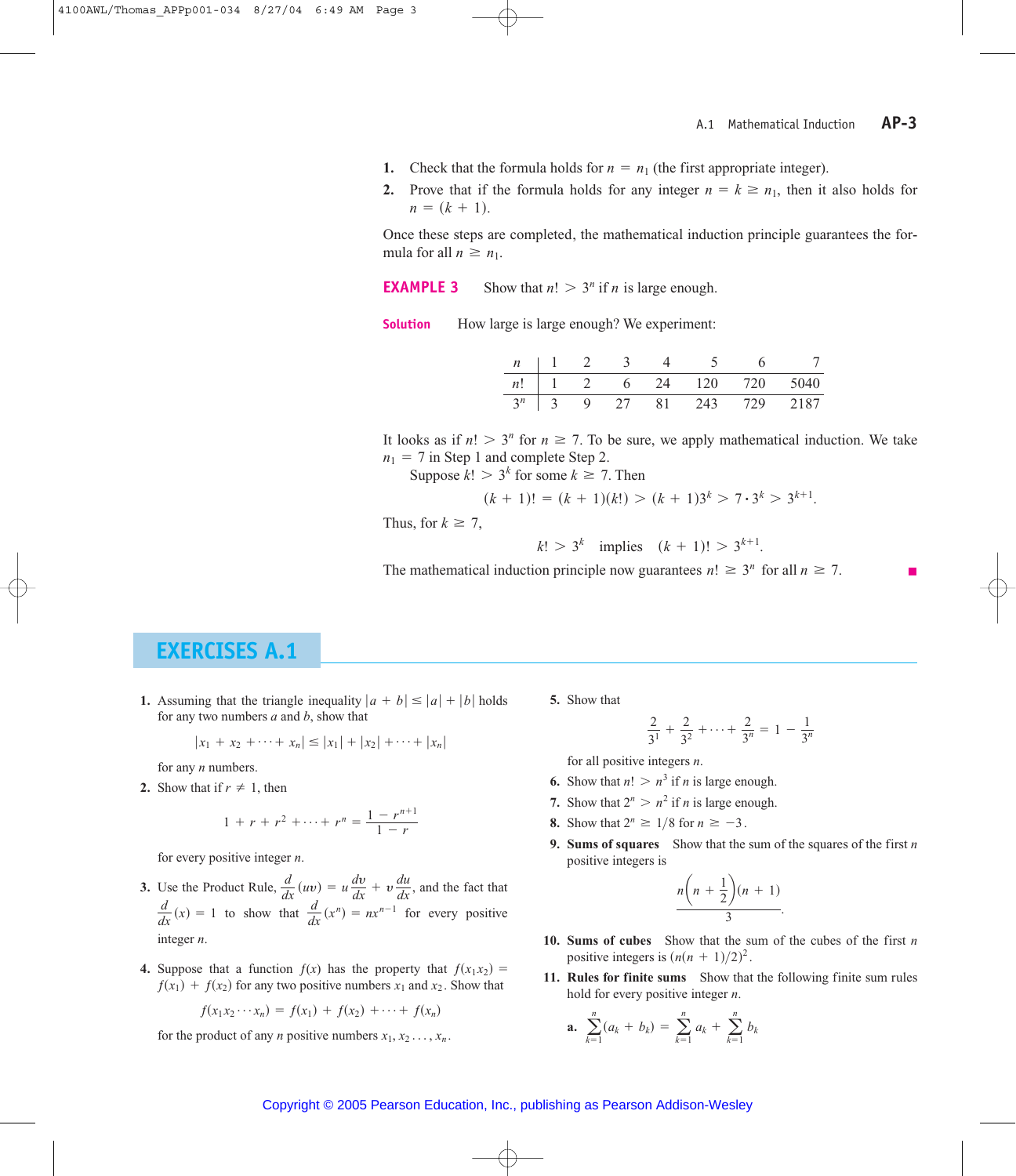1. Check that the formula holds for $n = n_1$ (the first appropriate integer).
2. Prove that if the formula holds for any integer $n = k \geq n_1$, then it also holds for $n = (k + 1)$.

Once these steps are completed, the mathematical induction principle guarantees the formula for all $n \geq n_1$.

**EXAMPLE 3** Show that $n! > 3^n$ if $n$ is large enough.

**Solution** How large is large enough? We experiment:

| $n$ | 1 | 2 | 3 | 4 | 5 | 6 | 7 |
|---|---|---|---|---|---|---|---|
| $n!$ | 1 | 2 | 6 | 24 | 120 | 720 | 5040 |
| $3^n$ | 3 | 9 | 27 | 81 | 243 | 729 | 2187 |

It looks as if $n! > 3^n$ for $n \geq 7$. To be sure, we apply mathematical induction. We take $n_1 = 7$ in Step 1 and complete Step 2.

Suppose $k! > 3^k$ for some $k \geq 7$. Then

$$(k + 1)! = (k + 1)(k!) > (k + 1)3^k > 7 \cdot 3^k > 3^{k+1}.$$

Thus, for $k \geq 7$,

$$k! > 3^k \quad \text{implies} \quad (k + 1)! > 3^{k+1}.$$

The mathematical induction principle now guarantees $n! \geq 3^n$ for all $n \geq 7$. ■

## EXERCISES A.1

1. Assuming that the triangle inequality $|a + b| \leq |a| + |b|$ holds for any two numbers $a$ and $b$, show that

$$|x_1 + x_2 + \cdots + x_n| \leq |x_1| + |x_2| + \cdots + |x_n|$$

for any $n$ numbers.

2. Show that if $r \neq 1$, then

$$1 + r + r^2 + \cdots + r^n = \frac{1 - r^{n+1}}{1 - r}$$

for every positive integer $n$.

3. Use the Product Rule, $\frac{d}{dx}(uv) = u\frac{dv}{dx} + v\frac{du}{dx}$, and the fact that $\frac{d}{dx}(x) = 1$ to show that $\frac{d}{dx}(x^n) = nx^{n-1}$ for every positive integer $n$.

4. Suppose that a function $f(x)$ has the property that $f(x_1x_2) = f(x_1) + f(x_2)$ for any two positive numbers $x_1$ and $x_2$. Show that

$$f(x_1x_2 \cdots x_n) = f(x_1) + f(x_2) + \cdots + f(x_n)$$

for the product of any $n$ positive numbers $x_1, x_2 \ldots, x_n$.

5. Show that

$$\frac{2}{3^1} + \frac{2}{3^2} + \cdots + \frac{2}{3^n} = 1 - \frac{1}{3^n}$$

for all positive integers $n$.

6. Show that $n! > n^3$ if $n$ is large enough.

7. Show that $2^n > n^2$ if $n$ is large enough.

8. Show that $2^n \geq 1/8$ for $n \geq -3$.

9. **Sums of squares** Show that the sum of the squares of the first $n$ positive integers is

$$\frac{n\left(n + \frac{1}{2}\right)(n + 1)}{3}.$$

10. **Sums of cubes** Show that the sum of the cubes of the first $n$ positive integers is $(n(n + 1)/2)^2$.

11. **Rules for finite sums** Show that the following finite sum rules hold for every positive integer $n$.

 **a.** $\displaystyle\sum_{k=1}^{n}(a_k + b_k) = \sum_{k=1}^{n} a_k + \sum_{k=1}^{n} b_k$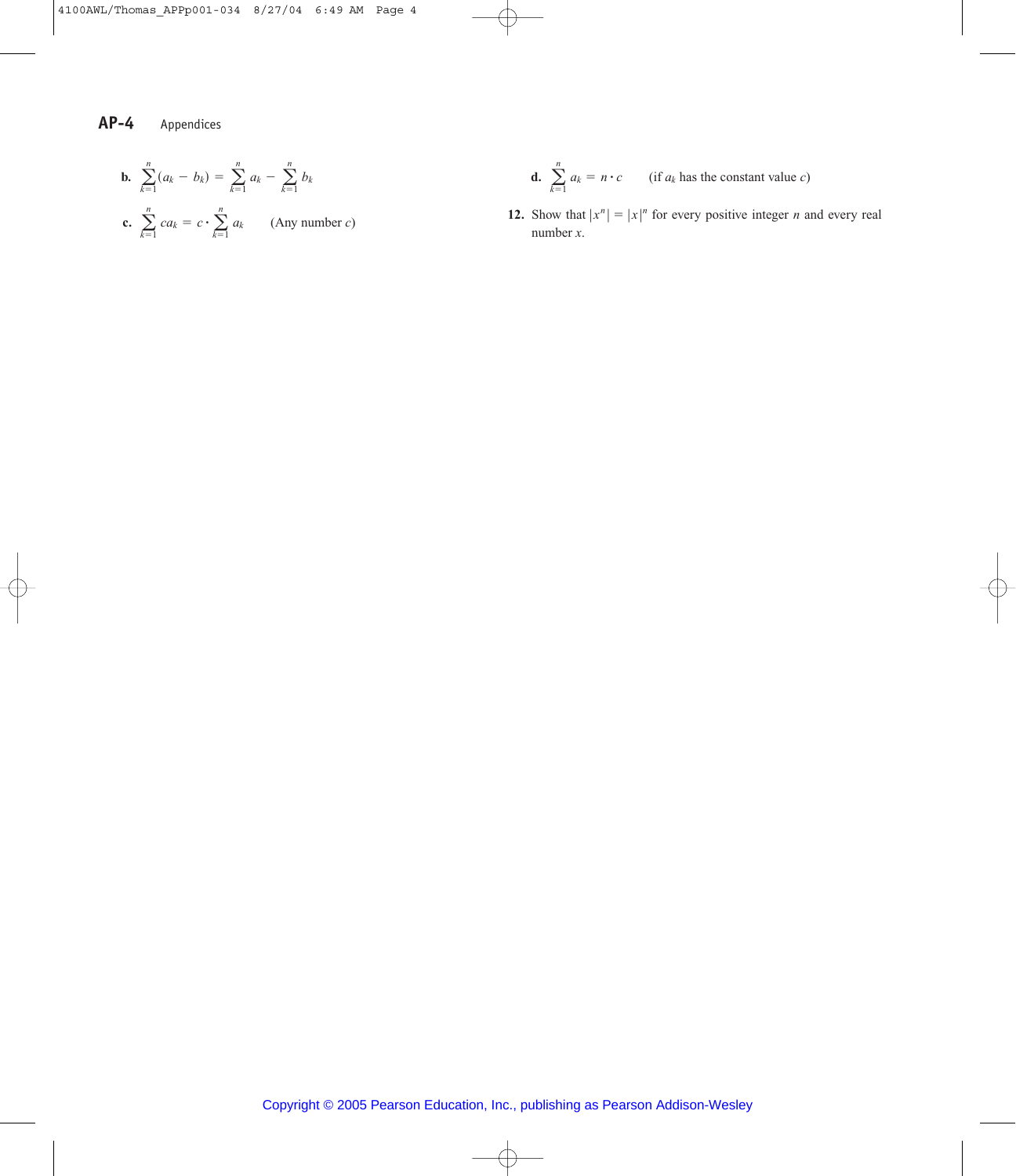**b.** $\displaystyle\sum_{k=1}^{n}(a_k - b_k) = \sum_{k=1}^{n} a_k - \sum_{k=1}^{n} b_k$

**c.** $\displaystyle\sum_{k=1}^{n} ca_k = c \cdot \sum_{k=1}^{n} a_k$ (Any number $c$)

**d.** $\displaystyle\sum_{k=1}^{n} a_k = n \cdot c$ (if $a_k$ has the constant value $c$)

**12.** Show that $|x^n| = |x|^n$ for every positive integer $n$ and every real number $x$.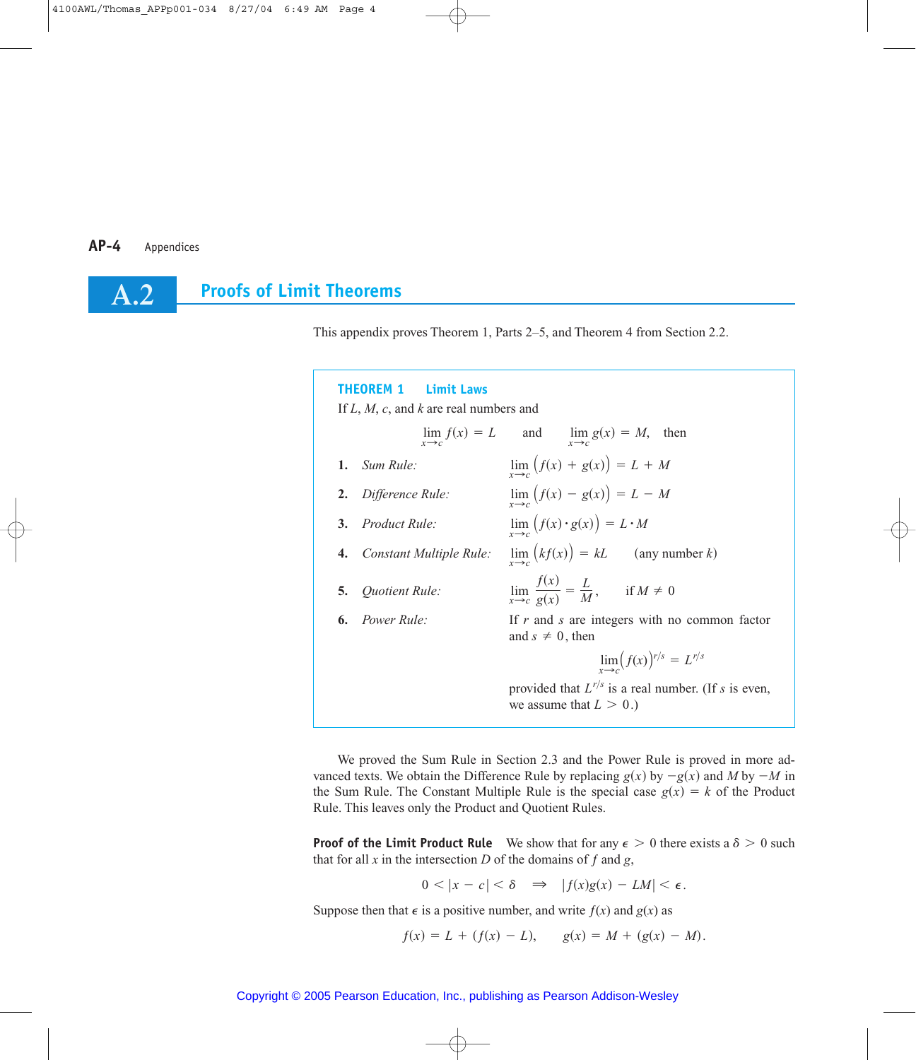## A.2 Proofs of Limit Theorems

This appendix proves Theorem 1, Parts 2–5, and Theorem 4 from Section 2.2.

**THEOREM 1 Limit Laws**

If $L$, $M$, $c$, and $k$ are real numbers and

$$\lim_{x \to c} f(x) = L \quad \text{and} \quad \lim_{x \to c} g(x) = M, \quad \text{then}$$

1. *Sum Rule:* $\lim_{x \to c} \left(f(x) + g(x)\right) = L + M$
2. *Difference Rule:* $\lim_{x \to c} \left(f(x) - g(x)\right) = L - M$
3. *Product Rule:* $\lim_{x \to c} \left(f(x) \cdot g(x)\right) = L \cdot M$
4. *Constant Multiple Rule:* $\lim_{x \to c} \left(kf(x)\right) = kL \quad$ (any number $k$)
5. *Quotient Rule:* $\lim_{x \to c} \dfrac{f(x)}{g(x)} = \dfrac{L}{M}, \quad$ if $M \neq 0$
6. *Power Rule:* If $r$ and $s$ are integers with no common factor and $s \neq 0$, then

$$\lim_{x \to c} \left(f(x)\right)^{r/s} = L^{r/s}$$

provided that $L^{r/s}$ is a real number. (If $s$ is even, we assume that $L > 0$.)

We proved the Sum Rule in Section 2.3 and the Power Rule is proved in more advanced texts. We obtain the Difference Rule by replacing $g(x)$ by $-g(x)$ and $M$ by $-M$ in the Sum Rule. The Constant Multiple Rule is the special case $g(x) = k$ of the Product Rule. This leaves only the Product and Quotient Rules.

**Proof of the Limit Product Rule** We show that for any $\epsilon > 0$ there exists a $\delta > 0$ such that for all $x$ in the intersection $D$ of the domains of $f$ and $g$,

$$0 < |x - c| < \delta \quad \Rightarrow \quad |f(x)g(x) - LM| < \epsilon.$$

Suppose then that $\epsilon$ is a positive number, and write $f(x)$ and $g(x)$ as

$$f(x) = L + (f(x) - L), \qquad g(x) = M + (g(x) - M).$$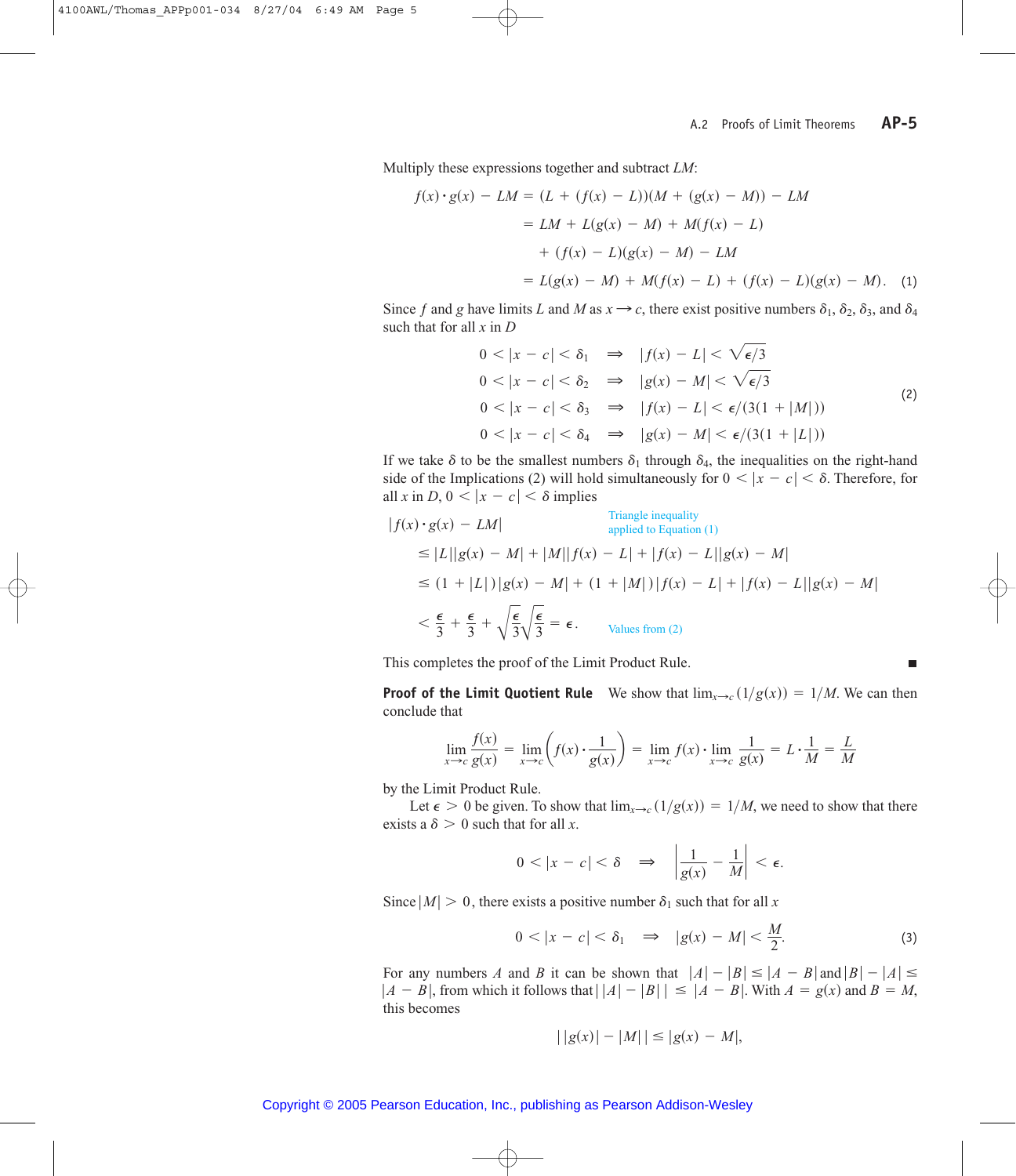Multiply these expressions together and subtract $LM$:

$$
\begin{aligned}
f(x) \cdot g(x) - LM &= (L + (f(x) - L))(M + (g(x) - M)) - LM \\
&= LM + L(g(x) - M) + M(f(x) - L) \\
&\quad + (f(x) - L)(g(x) - M) - LM \\
&= L(g(x) - M) + M(f(x) - L) + (f(x) - L)(g(x) - M). \qquad (1)
\end{aligned}
$$

Since $f$ and $g$ have limits $L$ and $M$ as $x \to c$, there exist positive numbers $\delta_1$, $\delta_2$, $\delta_3$, and $\delta_4$ such that for all $x$ in $D$

$$
\begin{aligned}
0 < |x - c| < \delta_1 \quad &\Rightarrow \quad |f(x) - L| < \sqrt{\epsilon/3} \\
0 < |x - c| < \delta_2 \quad &\Rightarrow \quad |g(x) - M| < \sqrt{\epsilon/3} \\
0 < |x - c| < \delta_3 \quad &\Rightarrow \quad |f(x) - L| < \epsilon/(3(1 + |M|)) \\
0 < |x - c| < \delta_4 \quad &\Rightarrow \quad |g(x) - M| < \epsilon/(3(1 + |L|))
\end{aligned} \qquad (2)
$$

If we take $\delta$ to be the smallest numbers $\delta_1$ through $\delta_4$, the inequalities on the right-hand side of the Implications (2) will hold simultaneously for $0 < |x - c| < \delta$. Therefore, for all $x$ in $D$, $0 < |x - c| < \delta$ implies

$$
\begin{aligned}
&|f(x) \cdot g(x) - LM| \qquad \text{Triangle inequality applied to Equation (1)} \\
&\quad \le |L||g(x) - M| + |M||f(x) - L| + |f(x) - L||g(x) - M| \\
&\quad \le (1 + |L|)|g(x) - M| + (1 + |M|)|f(x) - L| + |f(x) - L||g(x) - M| \\
&\quad < \frac{\epsilon}{3} + \frac{\epsilon}{3} + \sqrt{\frac{\epsilon}{3}}\sqrt{\frac{\epsilon}{3}} = \epsilon. \qquad \text{Values from (2)}
\end{aligned}
$$

This completes the proof of the Limit Product Rule. ■

**Proof of the Limit Quotient Rule** We show that $\lim_{x \to c}(1/g(x)) = 1/M$. We can then conclude that

$$
\lim_{x \to c} \frac{f(x)}{g(x)} = \lim_{x \to c} \left( f(x) \cdot \frac{1}{g(x)} \right) = \lim_{x \to c} f(x) \cdot \lim_{x \to c} \frac{1}{g(x)} = L \cdot \frac{1}{M} = \frac{L}{M}
$$

by the Limit Product Rule.

Let $\epsilon > 0$ be given. To show that $\lim_{x \to c}(1/g(x)) = 1/M$, we need to show that there exists a $\delta > 0$ such that for all $x$.

$$
0 < |x - c| < \delta \quad \Rightarrow \quad \left| \frac{1}{g(x)} - \frac{1}{M} \right| < \epsilon.
$$

Since $|M| > 0$, there exists a positive number $\delta_1$ such that for all $x$

$$
0 < |x - c| < \delta_1 \quad \Rightarrow \quad |g(x) - M| < \frac{M}{2}. \qquad (3)
$$

For any numbers $A$ and $B$ it can be shown that $|A| - |B| \le |A - B|$ and $|B| - |A| \le |A - B|$, from which it follows that $||A| - |B|| \le |A - B|$. With $A = g(x)$ and $B = M$, this becomes

$$
||g(x)| - |M|| \le |g(x) - M|,
$$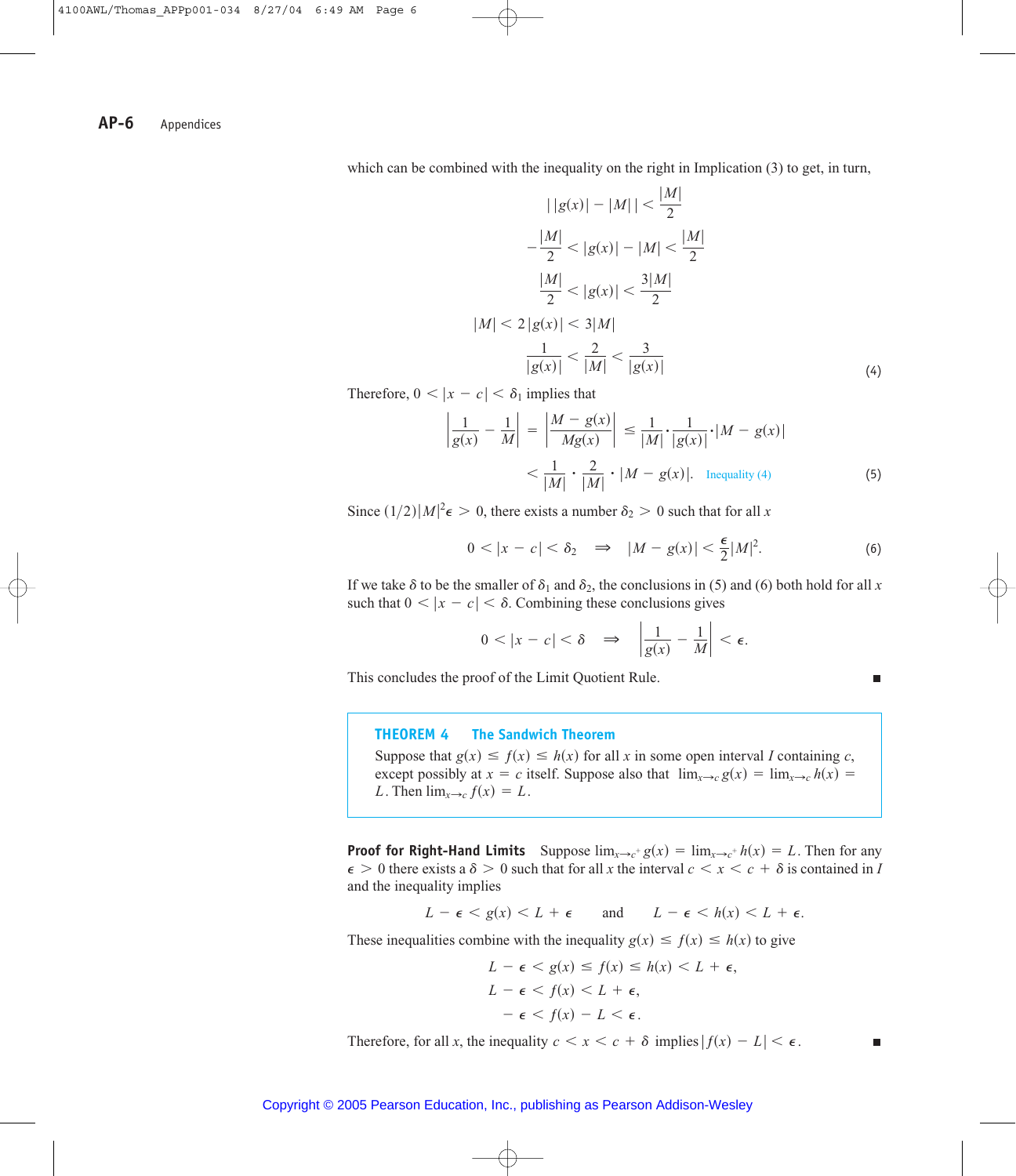which can be combined with the inequality on the right in Implication (3) to get, in turn,

$$\left| |g(x)| - |M| \right| < \frac{|M|}{2}$$

$$-\frac{|M|}{2} < |g(x)| - |M| < \frac{|M|}{2}$$

$$\frac{|M|}{2} < |g(x)| < \frac{3|M|}{2}$$

$$|M| < 2|g(x)| < 3|M|$$

$$\frac{1}{|g(x)|} < \frac{2}{|M|} < \frac{3}{|g(x)|} \tag{4}$$

Therefore, $0 < |x - c| < \delta_1$ implies that

$$\left| \frac{1}{g(x)} - \frac{1}{M} \right| = \left| \frac{M - g(x)}{Mg(x)} \right| \leq \frac{1}{|M|} \cdot \frac{1}{|g(x)|} \cdot |M - g(x)|$$

$$< \frac{1}{|M|} \cdot \frac{2}{|M|} \cdot |M - g(x)|. \quad \text{Inequality (4)} \tag{5}$$

Since $(1/2)|M|^2\epsilon > 0$, there exists a number $\delta_2 > 0$ such that for all $x$

$$0 < |x - c| < \delta_2 \quad \Rightarrow \quad |M - g(x)| < \frac{\epsilon}{2}|M|^2. \tag{6}$$

If we take $\delta$ to be the smaller of $\delta_1$ and $\delta_2$, the conclusions in (5) and (6) both hold for all $x$ such that $0 < |x - c| < \delta$. Combining these conclusions gives

$$0 < |x - c| < \delta \quad \Rightarrow \quad \left| \frac{1}{g(x)} - \frac{1}{M} \right| < \epsilon.$$

This concludes the proof of the Limit Quotient Rule. ■

**THEOREM 4 The Sandwich Theorem**

Suppose that $g(x) \leq f(x) \leq h(x)$ for all $x$ in some open interval $I$ containing $c$, except possibly at $x = c$ itself. Suppose also that $\lim_{x \to c} g(x) = \lim_{x \to c} h(x) = L$. Then $\lim_{x \to c} f(x) = L$.

**Proof for Right-Hand Limits** Suppose $\lim_{x \to c^+} g(x) = \lim_{x \to c^+} h(x) = L$. Then for any $\epsilon > 0$ there exists a $\delta > 0$ such that for all $x$ the interval $c < x < c + \delta$ is contained in $I$ and the inequality implies

$$L - \epsilon < g(x) < L + \epsilon \qquad \text{and} \qquad L - \epsilon < h(x) < L + \epsilon.$$

These inequalities combine with the inequality $g(x) \leq f(x) \leq h(x)$ to give

$$L - \epsilon < g(x) \leq f(x) \leq h(x) < L + \epsilon,$$

$$L - \epsilon < f(x) < L + \epsilon,$$

$$-\epsilon < f(x) - L < \epsilon.$$

Therefore, for all $x$, the inequality $c < x < c + \delta$ implies $|f(x) - L| < \epsilon$. ■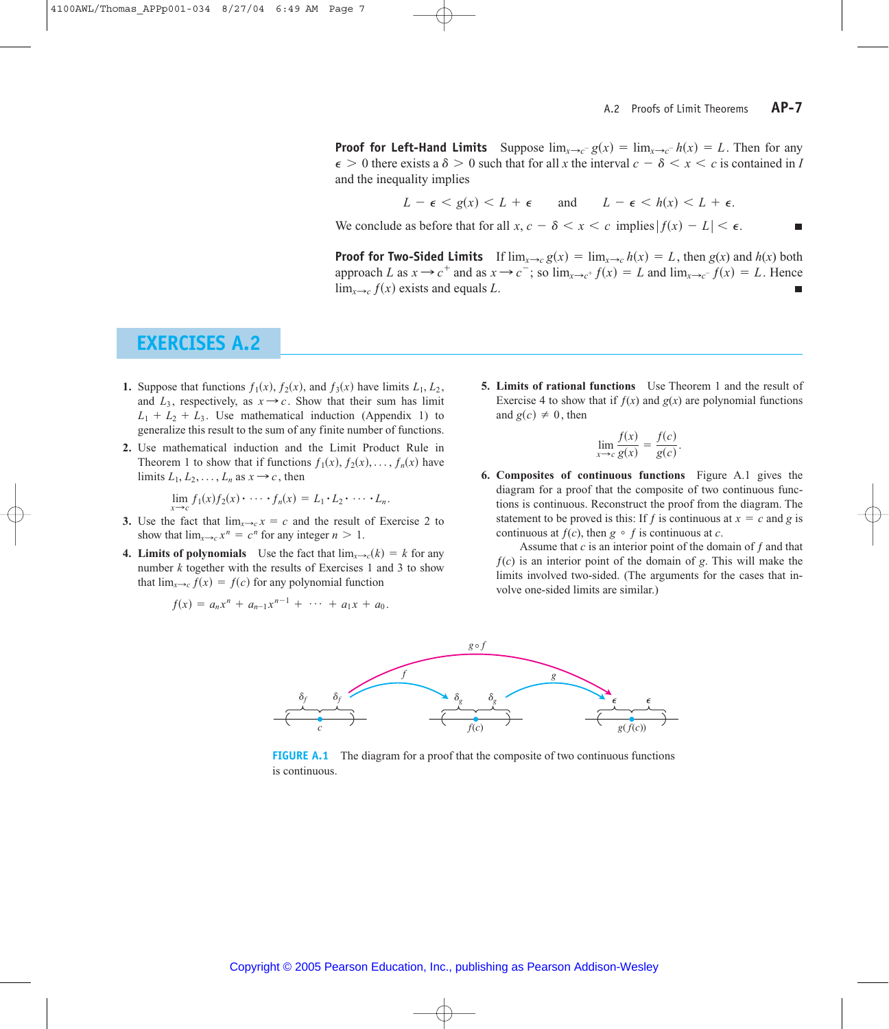**Proof for Left-Hand Limits** Suppose $\lim_{x \to c^-} g(x) = \lim_{x \to c^-} h(x) = L$. Then for any $\epsilon > 0$ there exists a $\delta > 0$ such that for all $x$ the interval $c - \delta < x < c$ is contained in $I$ and the inequality implies

$$L - \epsilon < g(x) < L + \epsilon \quad \text{and} \quad L - \epsilon < h(x) < L + \epsilon.$$

We conclude as before that for all $x$, $c - \delta < x < c$ implies $|f(x) - L| < \epsilon$. ■

**Proof for Two-Sided Limits** If $\lim_{x \to c} g(x) = \lim_{x \to c} h(x) = L$, then $g(x)$ and $h(x)$ both approach $L$ as $x \to c^+$ and as $x \to c^-$; so $\lim_{x \to c^+} f(x) = L$ and $\lim_{x \to c^-} f(x) = L$. Hence $\lim_{x \to c} f(x)$ exists and equals $L$. ■

## EXERCISES A.2

1. Suppose that functions $f_1(x)$, $f_2(x)$, and $f_3(x)$ have limits $L_1$, $L_2$, and $L_3$, respectively, as $x \to c$. Show that their sum has limit $L_1 + L_2 + L_3$. Use mathematical induction (Appendix 1) to generalize this result to the sum of any finite number of functions.

2. Use mathematical induction and the Limit Product Rule in Theorem 1 to show that if functions $f_1(x), f_2(x), \ldots, f_n(x)$ have limits $L_1, L_2, \ldots, L_n$ as $x \to c$, then
$$\lim_{x \to c} f_1(x) f_2(x) \cdot \cdots \cdot f_n(x) = L_1 \cdot L_2 \cdot \cdots \cdot L_n.$$

3. Use the fact that $\lim_{x \to c} x = c$ and the result of Exercise 2 to show that $\lim_{x \to c} x^n = c^n$ for any integer $n > 1$.

4. **Limits of polynomials** Use the fact that $\lim_{x \to c}(k) = k$ for any number $k$ together with the results of Exercises 1 and 3 to show that $\lim_{x \to c} f(x) = f(c)$ for any polynomial function
$$f(x) = a_n x^n + a_{n-1} x^{n-1} + \cdots + a_1 x + a_0.$$

5. **Limits of rational functions** Use Theorem 1 and the result of Exercise 4 to show that if $f(x)$ and $g(x)$ are polynomial functions and $g(c) \neq 0$, then
$$\lim_{x \to c} \frac{f(x)}{g(x)} = \frac{f(c)}{g(c)}.$$

6. **Composites of continuous functions** Figure A.1 gives the diagram for a proof that the composite of two continuous functions is continuous. Reconstruct the proof from the diagram. The statement to be proved is this: If $f$ is continuous at $x = c$ and $g$ is continuous at $f(c)$, then $g \circ f$ is continuous at $c$.

   Assume that $c$ is an interior point of the domain of $f$ and that $f(c)$ is an interior point of the domain of $g$. This will make the limits involved two-sided. (The arguments for the cases that involve one-sided limits are similar.)

**FIGURE A.1** The diagram for a proof that the composite of two continuous functions is continuous.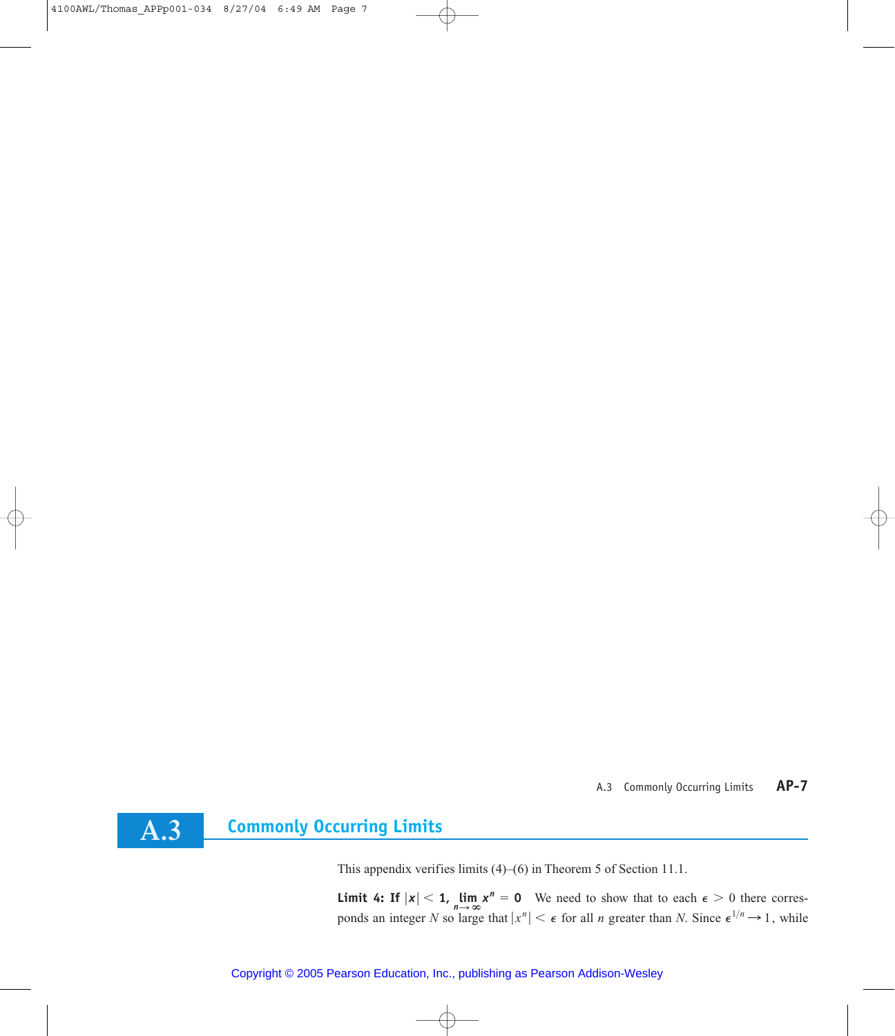## A.3 Commonly Occurring Limits

This appendix verifies limits (4)–(6) in Theorem 5 of Section 11.1.

**Limit 4: If $|x| < 1$, $\lim_{n \to \infty} x^n = 0$** We need to show that to each $\epsilon > 0$ there corresponds an integer $N$ so large that $|x^n| < \epsilon$ for all $n$ greater than $N$. Since $\epsilon^{1/n} \to 1$, while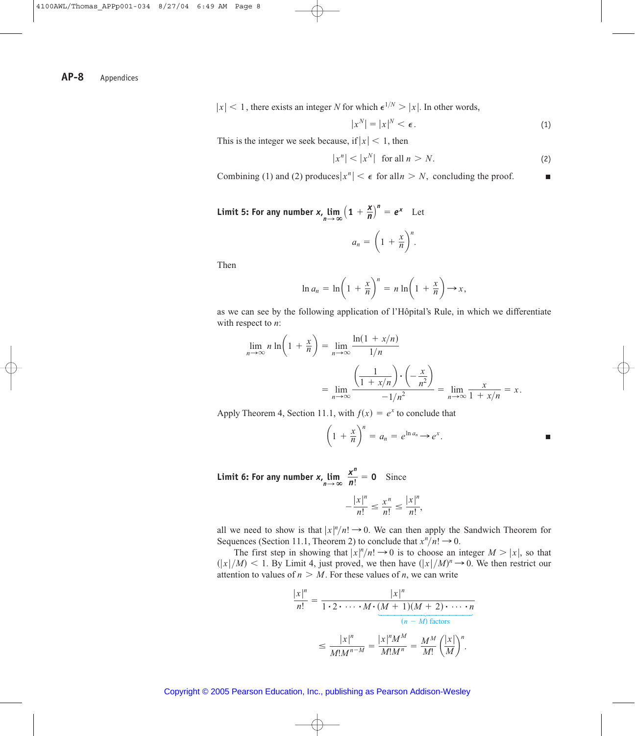$|x| < 1$, there exists an integer $N$ for which $\epsilon^{1/N} > |x|$. In other words,

$$|x^N| = |x|^N < \epsilon. \tag{1}$$

This is the integer we seek because, if $|x| < 1$, then

$$|x^n| < |x^N| \quad \text{for all } n > N. \tag{2}$$

Combining (1) and (2) produces $|x^n| < \epsilon$ for all $n > N$, concluding the proof. ■

**Limit 5: For any number $x$, $\lim_{n\to\infty}\left(1 + \frac{x}{n}\right)^n = e^x$** Let

$$a_n = \left(1 + \frac{x}{n}\right)^n.$$

Then

$$\ln a_n = \ln\left(1 + \frac{x}{n}\right)^n = n\ln\left(1 + \frac{x}{n}\right) \to x,$$

as we can see by the following application of l'Hôpital's Rule, in which we differentiate with respect to $n$:

$$\lim_{n\to\infty} n\ln\left(1 + \frac{x}{n}\right) = \lim_{n\to\infty}\frac{\ln(1 + x/n)}{1/n}$$

$$= \lim_{n\to\infty}\frac{\left(\frac{1}{1 + x/n}\right)\cdot\left(-\frac{x}{n^2}\right)}{-1/n^2} = \lim_{n\to\infty}\frac{x}{1 + x/n} = x.$$

Apply Theorem 4, Section 11.1, with $f(x) = e^x$ to conclude that

$$\left(1 + \frac{x}{n}\right)^n = a_n = e^{\ln a_n} \to e^x.$$ ■

**Limit 6: For any number $x$, $\lim_{n\to\infty}\frac{x^n}{n!} = 0$** Since

$$-\frac{|x|^n}{n!} \le \frac{x^n}{n!} \le \frac{|x|^n}{n!},$$

all we need to show is that $|x|^n/n! \to 0$. We can then apply the Sandwich Theorem for Sequences (Section 11.1, Theorem 2) to conclude that $x^n/n! \to 0$.

The first step in showing that $|x|^n/n! \to 0$ is to choose an integer $M > |x|$, so that $(|x|/M) < 1$. By Limit 4, just proved, we then have $(|x|/M)^n \to 0$. We then restrict our attention to values of $n > M$. For these values of $n$, we can write

$$\frac{|x|^n}{n!} = \frac{|x|^n}{1\cdot 2\cdot\cdots\cdot M\cdot\underbrace{(M + 1)(M + 2)\cdot\cdots\cdot n}_{(n - M)\text{ factors}}}$$

$$\le \frac{|x|^n}{M!M^{n-M}} = \frac{|x|^n M^M}{M!M^n} = \frac{M^M}{M!}\left(\frac{|x|}{M}\right)^n.$$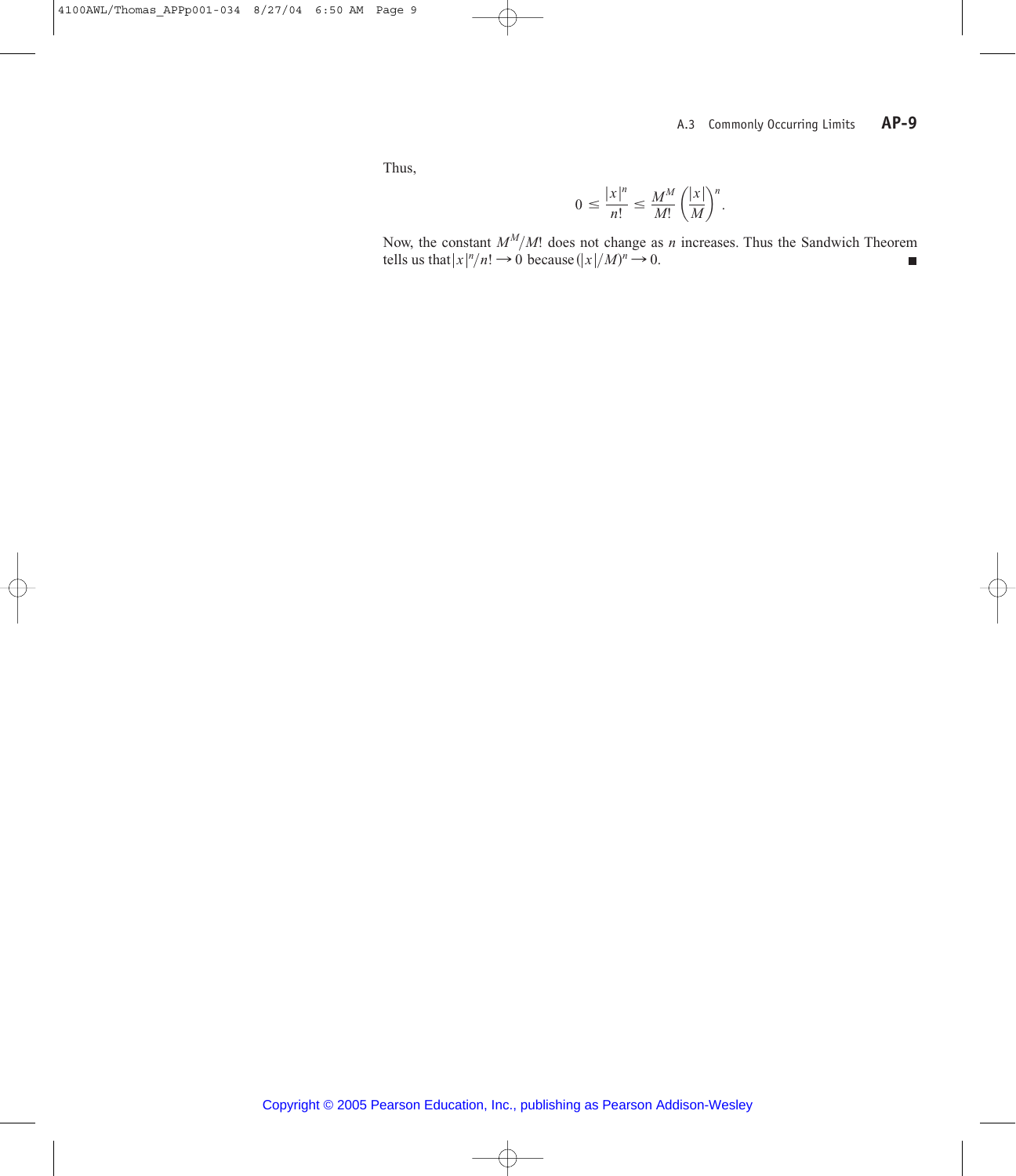Thus,

$$0 \leq \frac{|x|^n}{n!} \leq \frac{M^M}{M!}\left(\frac{|x|}{M}\right)^n.$$

Now, the constant $M^M/M!$ does not change as $n$ increases. Thus the Sandwich Theorem tells us that $|x|^n/n! \to 0$ because $(|x|/M)^n \to 0$. ■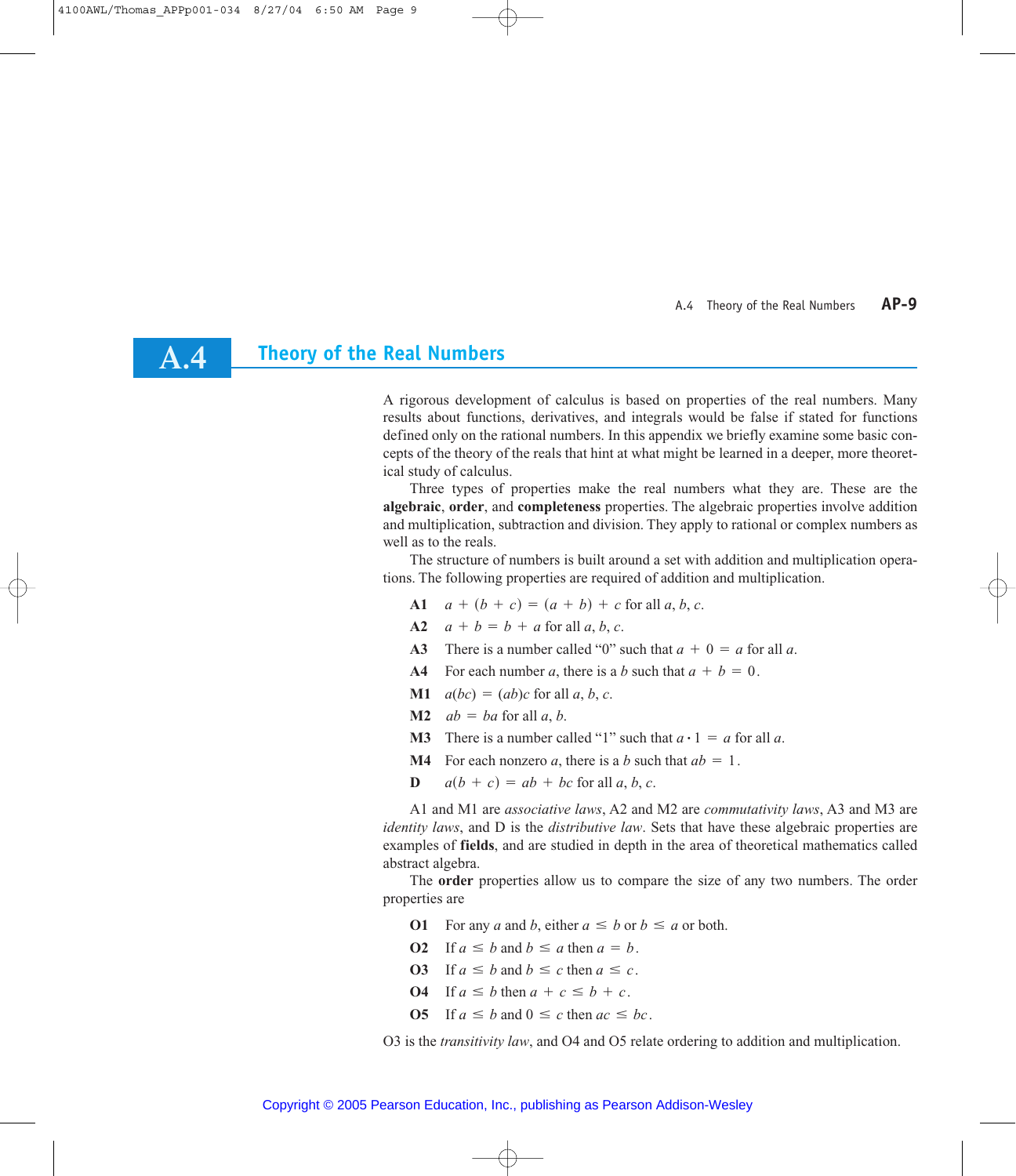# A.4 Theory of the Real Numbers

A rigorous development of calculus is based on properties of the real numbers. Many results about functions, derivatives, and integrals would be false if stated for functions defined only on the rational numbers. In this appendix we briefly examine some basic concepts of the theory of the reals that hint at what might be learned in a deeper, more theoretical study of calculus.

Three types of properties make the real numbers what they are. These are the **algebraic**, **order**, and **completeness** properties. The algebraic properties involve addition and multiplication, subtraction and division. They apply to rational or complex numbers as well as to the reals.

The structure of numbers is built around a set with addition and multiplication operations. The following properties are required of addition and multiplication.

- **A1** $a + (b + c) = (a + b) + c$ for all $a, b, c$.
- **A2** $a + b = b + a$ for all $a, b, c$.
- **A3** There is a number called "0" such that $a + 0 = a$ for all $a$.
- **A4** For each number $a$, there is a $b$ such that $a + b = 0$.
- **M1** $a(bc) = (ab)c$ for all $a, b, c$.
- **M2** $ab = ba$ for all $a, b$.
- **M3** There is a number called "1" such that $a \cdot 1 = a$ for all $a$.
- **M4** For each nonzero $a$, there is a $b$ such that $ab = 1$.
- **D** $a(b + c) = ab + bc$ for all $a, b, c$.

A1 and M1 are *associative laws*, A2 and M2 are *commutativity laws*, A3 and M3 are *identity laws*, and D is the *distributive law*. Sets that have these algebraic properties are examples of **fields**, and are studied in depth in the area of theoretical mathematics called abstract algebra.

The **order** properties allow us to compare the size of any two numbers. The order properties are

- **O1** For any $a$ and $b$, either $a \le b$ or $b \le a$ or both.
- **O2** If $a \le b$ and $b \le a$ then $a = b$.
- **O3** If $a \le b$ and $b \le c$ then $a \le c$.
- **O4** If $a \le b$ then $a + c \le b + c$.
- **O5** If $a \le b$ and $0 \le c$ then $ac \le bc$.

O3 is the *transitivity law*, and O4 and O5 relate ordering to addition and multiplication.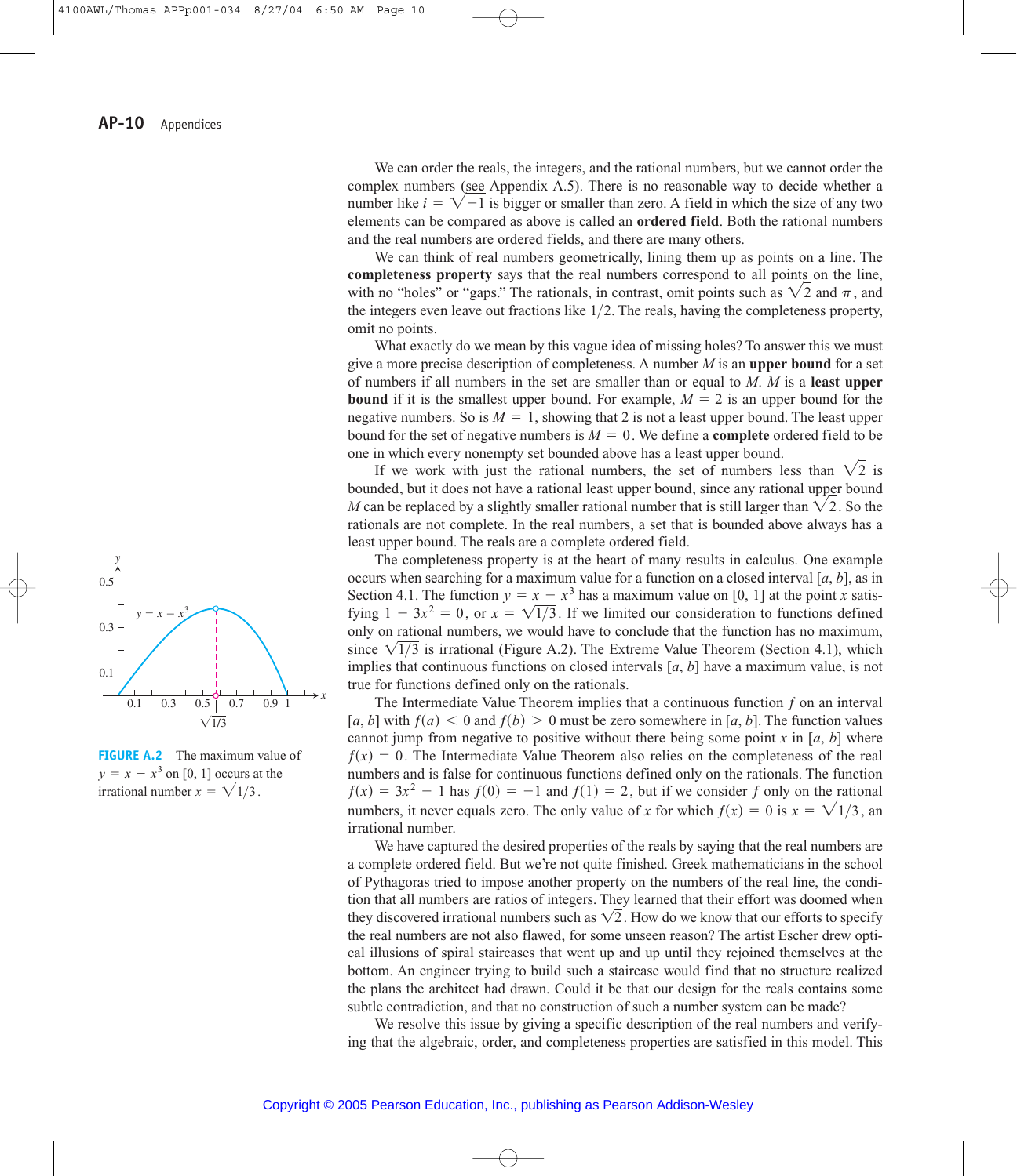We can order the reals, the integers, and the rational numbers, but we cannot order the complex numbers (see Appendix A.5). There is no reasonable way to decide whether a number like $i = \sqrt{-1}$ is bigger or smaller than zero. A field in which the size of any two elements can be compared as above is called an **ordered field**. Both the rational numbers and the real numbers are ordered fields, and there are many others.

We can think of real numbers geometrically, lining them up as points on a line. The **completeness property** says that the real numbers correspond to all points on the line, with no "holes" or "gaps." The rationals, in contrast, omit points such as $\sqrt{2}$ and $\pi$, and the integers even leave out fractions like $1/2$. The reals, having the completeness property, omit no points.

What exactly do we mean by this vague idea of missing holes? To answer this we must give a more precise description of completeness. A number $M$ is an **upper bound** for a set of numbers if all numbers in the set are smaller than or equal to $M$. $M$ is a **least upper bound** if it is the smallest upper bound. For example, $M = 2$ is an upper bound for the negative numbers. So is $M = 1$, showing that 2 is not a least upper bound. The least upper bound for the set of negative numbers is $M = 0$. We define a **complete** ordered field to be one in which every nonempty set bounded above has a least upper bound.

If we work with just the rational numbers, the set of numbers less than $\sqrt{2}$ is bounded, but it does not have a rational least upper bound, since any rational upper bound $M$ can be replaced by a slightly smaller rational number that is still larger than $\sqrt{2}$. So the rationals are not complete. In the real numbers, a set that is bounded above always has a least upper bound. The reals are a complete ordered field.

The completeness property is at the heart of many results in calculus. One example occurs when searching for a maximum value for a function on a closed interval $[a, b]$, as in Section 4.1. The function $y = x - x^3$ has a maximum value on $[0, 1]$ at the point $x$ satisfying $1 - 3x^2 = 0$, or $x = \sqrt{1/3}$. If we limited our consideration to functions defined only on rational numbers, we would have to conclude that the function has no maximum, since $\sqrt{1/3}$ is irrational (Figure A.2). The Extreme Value Theorem (Section 4.1), which implies that continuous functions on closed intervals $[a, b]$ have a maximum value, is not true for functions defined only on the rationals.

**FIGURE A.2** The maximum value of $y = x - x^3$ on $[0, 1]$ occurs at the irrational number $x = \sqrt{1/3}$.

The Intermediate Value Theorem implies that a continuous function $f$ on an interval $[a, b]$ with $f(a) < 0$ and $f(b) > 0$ must be zero somewhere in $[a, b]$. The function values cannot jump from negative to positive without there being some point $x$ in $[a, b]$ where $f(x) = 0$. The Intermediate Value Theorem also relies on the completeness of the real numbers and is false for continuous functions defined only on the rationals. The function $f(x) = 3x^2 - 1$ has $f(0) = -1$ and $f(1) = 2$, but if we consider $f$ only on the rational numbers, it never equals zero. The only value of $x$ for which $f(x) = 0$ is $x = \sqrt{1/3}$, an irrational number.

We have captured the desired properties of the reals by saying that the real numbers are a complete ordered field. But we're not quite finished. Greek mathematicians in the school of Pythagoras tried to impose another property on the numbers of the real line, the condition that all numbers are ratios of integers. They learned that their effort was doomed when they discovered irrational numbers such as $\sqrt{2}$. How do we know that our efforts to specify the real numbers are not also flawed, for some unseen reason? The artist Escher drew optical illusions of spiral staircases that went up and up until they rejoined themselves at the bottom. An engineer trying to build such a staircase would find that no structure realized the plans the architect had drawn. Could it be that our design for the reals contains some subtle contradiction, and that no construction of such a number system can be made?

We resolve this issue by giving a specific description of the real numbers and verifying that the algebraic, order, and completeness properties are satisfied in this model. This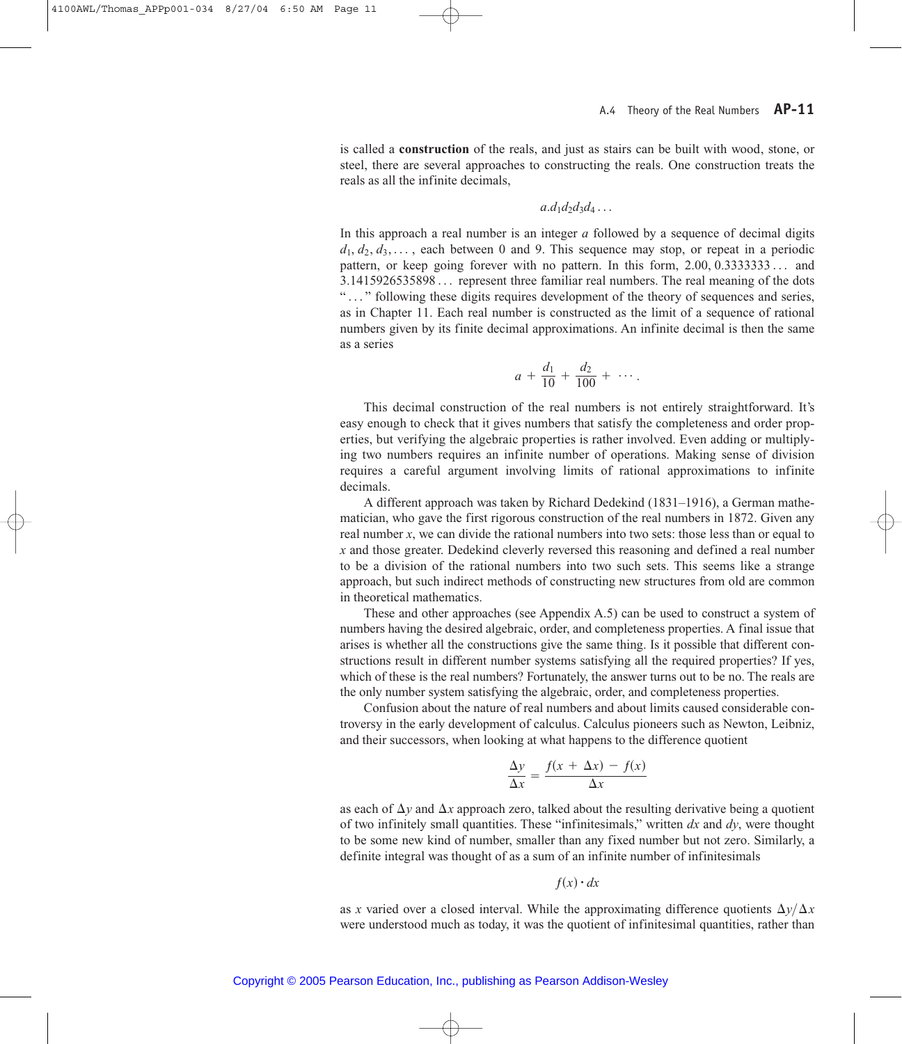is called a **construction** of the reals, and just as stairs can be built with wood, stone, or steel, there are several approaches to constructing the reals. One construction treats the reals as all the infinite decimals,

$$a.d_1d_2d_3d_4\ldots$$

In this approach a real number is an integer $a$ followed by a sequence of decimal digits $d_1, d_2, d_3, \ldots$, each between 0 and 9. This sequence may stop, or repeat in a periodic pattern, or keep going forever with no pattern. In this form, $2.00$, $0.3333333\ldots$ and $3.1415926535898\ldots$ represent three familiar real numbers. The real meaning of the dots "…" following these digits requires development of the theory of sequences and series, as in Chapter 11. Each real number is constructed as the limit of a sequence of rational numbers given by its finite decimal approximations. An infinite decimal is then the same as a series

$$a + \frac{d_1}{10} + \frac{d_2}{100} + \cdots.$$

This decimal construction of the real numbers is not entirely straightforward. It's easy enough to check that it gives numbers that satisfy the completeness and order properties, but verifying the algebraic properties is rather involved. Even adding or multiplying two numbers requires an infinite number of operations. Making sense of division requires a careful argument involving limits of rational approximations to infinite decimals.

A different approach was taken by Richard Dedekind (1831–1916), a German mathematician, who gave the first rigorous construction of the real numbers in 1872. Given any real number $x$, we can divide the rational numbers into two sets: those less than or equal to $x$ and those greater. Dedekind cleverly reversed this reasoning and defined a real number to be a division of the rational numbers into two such sets. This seems like a strange approach, but such indirect methods of constructing new structures from old are common in theoretical mathematics.

These and other approaches (see Appendix A.5) can be used to construct a system of numbers having the desired algebraic, order, and completeness properties. A final issue that arises is whether all the constructions give the same thing. Is it possible that different constructions result in different number systems satisfying all the required properties? If yes, which of these is the real numbers? Fortunately, the answer turns out to be no. The reals are the only number system satisfying the algebraic, order, and completeness properties.

Confusion about the nature of real numbers and about limits caused considerable controversy in the early development of calculus. Calculus pioneers such as Newton, Leibniz, and their successors, when looking at what happens to the difference quotient

$$\frac{\Delta y}{\Delta x} = \frac{f(x + \Delta x) - f(x)}{\Delta x}$$

as each of $\Delta y$ and $\Delta x$ approach zero, talked about the resulting derivative being a quotient of two infinitely small quantities. These "infinitesimals," written $dx$ and $dy$, were thought to be some new kind of number, smaller than any fixed number but not zero. Similarly, a definite integral was thought of as a sum of an infinite number of infinitesimals

$$f(x) \cdot dx$$

as $x$ varied over a closed interval. While the approximating difference quotients $\Delta y/\Delta x$ were understood much as today, it was the quotient of infinitesimal quantities, rather than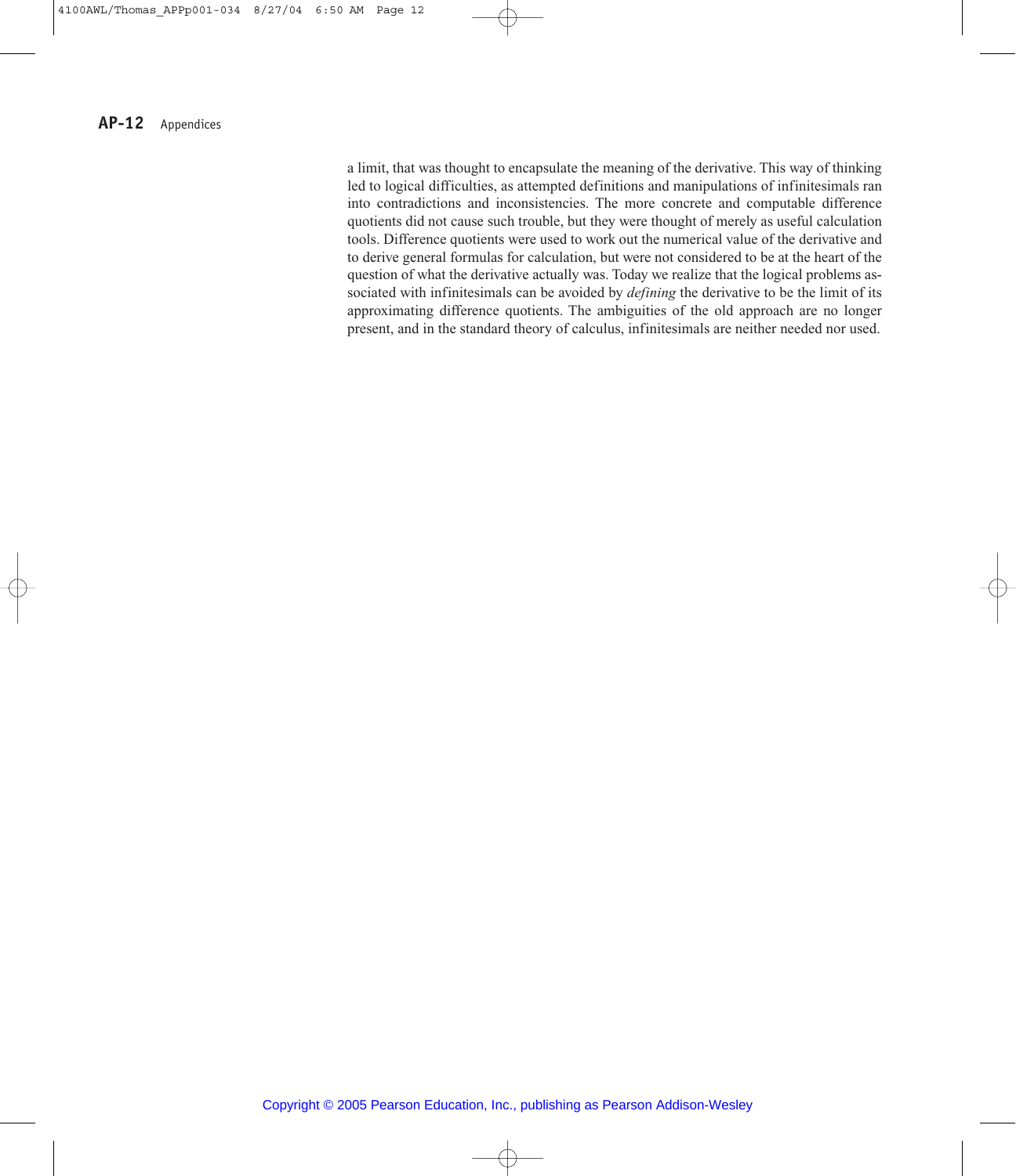a limit, that was thought to encapsulate the meaning of the derivative. This way of thinking led to logical difficulties, as attempted definitions and manipulations of infinitesimals ran into contradictions and inconsistencies. The more concrete and computable difference quotients did not cause such trouble, but they were thought of merely as useful calculation tools. Difference quotients were used to work out the numerical value of the derivative and to derive general formulas for calculation, but were not considered to be at the heart of the question of what the derivative actually was. Today we realize that the logical problems associated with infinitesimals can be avoided by *defining* the derivative to be the limit of its approximating difference quotients. The ambiguities of the old approach are no longer present, and in the standard theory of calculus, infinitesimals are neither needed nor used.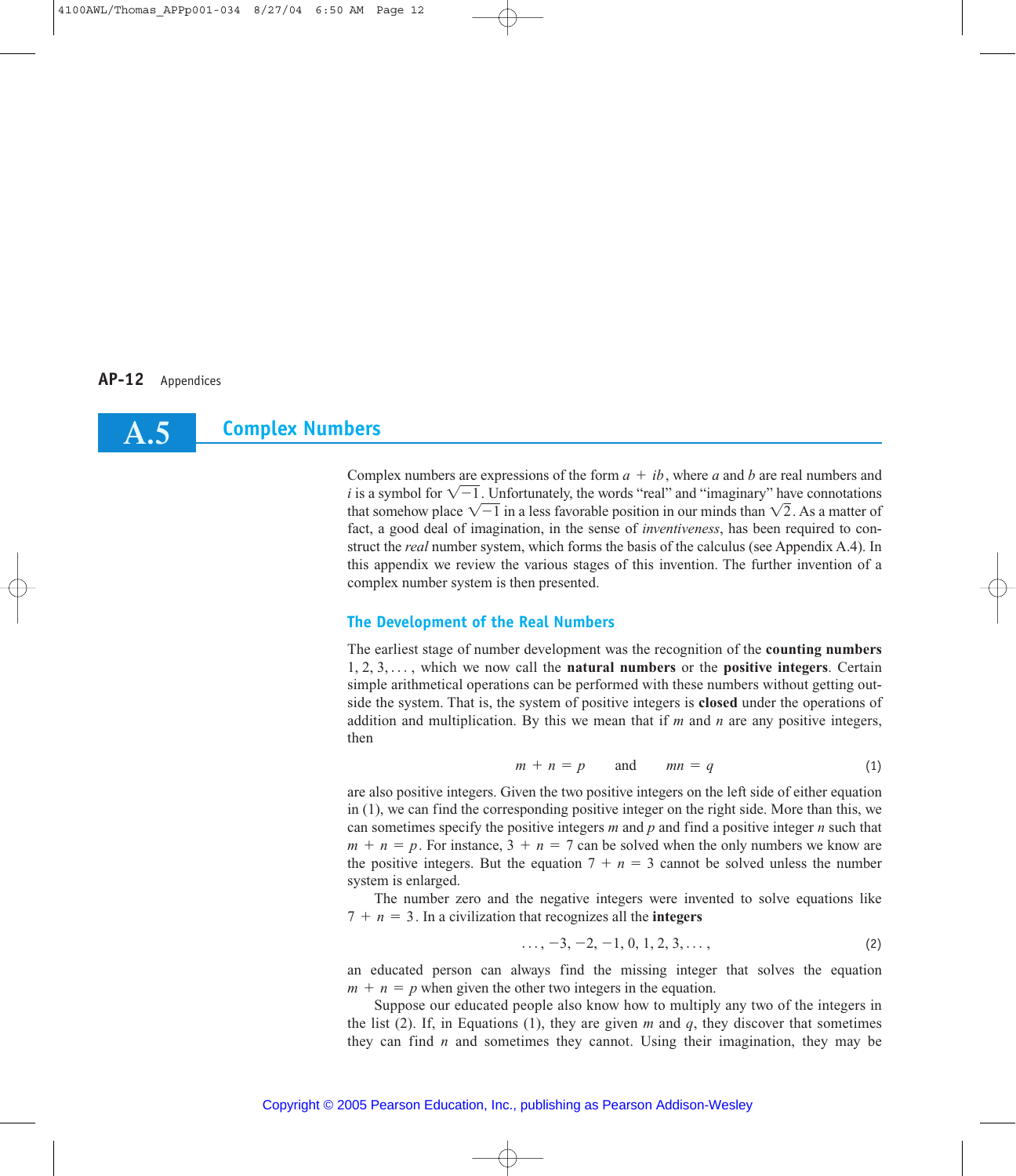## A.5 Complex Numbers

Complex numbers are expressions of the form $a + ib$, where $a$ and $b$ are real numbers and $i$ is a symbol for $\sqrt{-1}$. Unfortunately, the words "real" and "imaginary" have connotations that somehow place $\sqrt{-1}$ in a less favorable position in our minds than $\sqrt{2}$. As a matter of fact, a good deal of imagination, in the sense of *inventiveness*, has been required to construct the *real* number system, which forms the basis of the calculus (see Appendix A.4). In this appendix we review the various stages of this invention. The further invention of a complex number system is then presented.

### The Development of the Real Numbers

The earliest stage of number development was the recognition of the **counting numbers** $1, 2, 3, \ldots,$ which we now call the **natural numbers** or the **positive integers**. Certain simple arithmetical operations can be performed with these numbers without getting outside the system. That is, the system of positive integers is **closed** under the operations of addition and multiplication. By this we mean that if $m$ and $n$ are any positive integers, then

$$m + n = p \qquad \text{and} \qquad mn = q \tag{1}$$

are also positive integers. Given the two positive integers on the left side of either equation in (1), we can find the corresponding positive integer on the right side. More than this, we can sometimes specify the positive integers $m$ and $p$ and find a positive integer $n$ such that $m + n = p$. For instance, $3 + n = 7$ can be solved when the only numbers we know are the positive integers. But the equation $7 + n = 3$ cannot be solved unless the number system is enlarged.

The number zero and the negative integers were invented to solve equations like $7 + n = 3$. In a civilization that recognizes all the **integers**

$$\ldots, -3, -2, -1, 0, 1, 2, 3, \ldots, \tag{2}$$

an educated person can always find the missing integer that solves the equation $m + n = p$ when given the other two integers in the equation.

Suppose our educated people also know how to multiply any two of the integers in the list (2). If, in Equations (1), they are given $m$ and $q$, they discover that sometimes they can find $n$ and sometimes they cannot. Using their imagination, they may be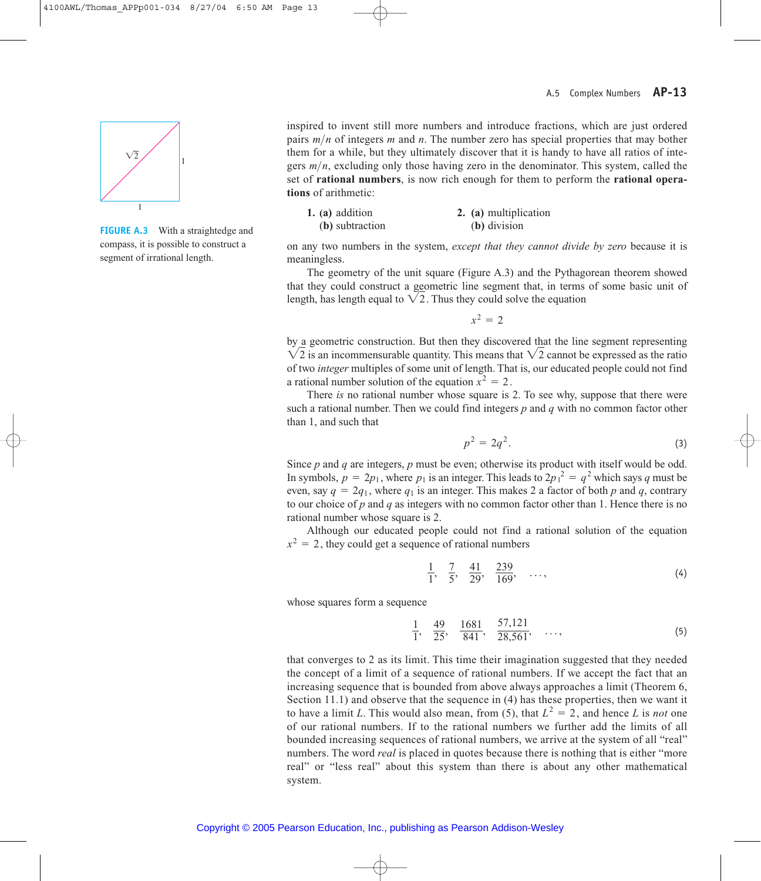inspired to invent still more numbers and introduce fractions, which are just ordered pairs $m/n$ of integers $m$ and $n$. The number zero has special properties that may bother them for a while, but they ultimately discover that it is handy to have all ratios of integers $m/n$, excluding only those having zero in the denominator. This system, called the set of **rational numbers**, is now rich enough for them to perform the **rational operations** of arithmetic:

**1. (a)** addition
**(b)** subtraction

**2. (a)** multiplication
**(b)** division

on any two numbers in the system, *except that they cannot divide by zero* because it is meaningless.

The geometry of the unit square (Figure A.3) and the Pythagorean theorem showed that they could construct a geometric line segment that, in terms of some basic unit of length, has length equal to $\sqrt{2}$. Thus they could solve the equation

$$x^2 = 2$$

by a geometric construction. But then they discovered that the line segment representing $\sqrt{2}$ is an incommensurable quantity. This means that $\sqrt{2}$ cannot be expressed as the ratio of two *integer* multiples of some unit of length. That is, our educated people could not find a rational number solution of the equation $x^2 = 2$.

There *is* no rational number whose square is 2. To see why, suppose that there were such a rational number. Then we could find integers $p$ and $q$ with no common factor other than 1, and such that

$$p^2 = 2q^2. \tag{3}$$

Since $p$ and $q$ are integers, $p$ must be even; otherwise its product with itself would be odd. In symbols, $p = 2p_1$, where $p_1$ is an integer. This leads to $2{p_1}^2 = q^2$ which says $q$ must be even, say $q = 2q_1$, where $q_1$ is an integer. This makes 2 a factor of both $p$ and $q$, contrary to our choice of $p$ and $q$ as integers with no common factor other than 1. Hence there is no rational number whose square is 2.

Although our educated people could not find a rational solution of the equation $x^2 = 2$, they could get a sequence of rational numbers

$$\frac{1}{1}, \quad \frac{7}{5}, \quad \frac{41}{29}, \quad \frac{239}{169}, \quad \ldots, \tag{4}$$

whose squares form a sequence

$$\frac{1}{1}, \quad \frac{49}{25}, \quad \frac{1681}{841}, \quad \frac{57{,}121}{28{,}561}, \quad \ldots, \tag{5}$$

that converges to 2 as its limit. This time their imagination suggested that they needed the concept of a limit of a sequence of rational numbers. If we accept the fact that an increasing sequence that is bounded from above always approaches a limit (Theorem 6, Section 11.1) and observe that the sequence in (4) has these properties, then we want it to have a limit $L$. This would also mean, from (5), that $L^2 = 2$, and hence $L$ is *not* one of our rational numbers. If to the rational numbers we further add the limits of all bounded increasing sequences of rational numbers, we arrive at the system of all "real" numbers. The word *real* is placed in quotes because there is nothing that is either "more real" or "less real" about this system than there is about any other mathematical system.

**FIGURE A.3** With a straightedge and compass, it is possible to construct a segment of irrational length.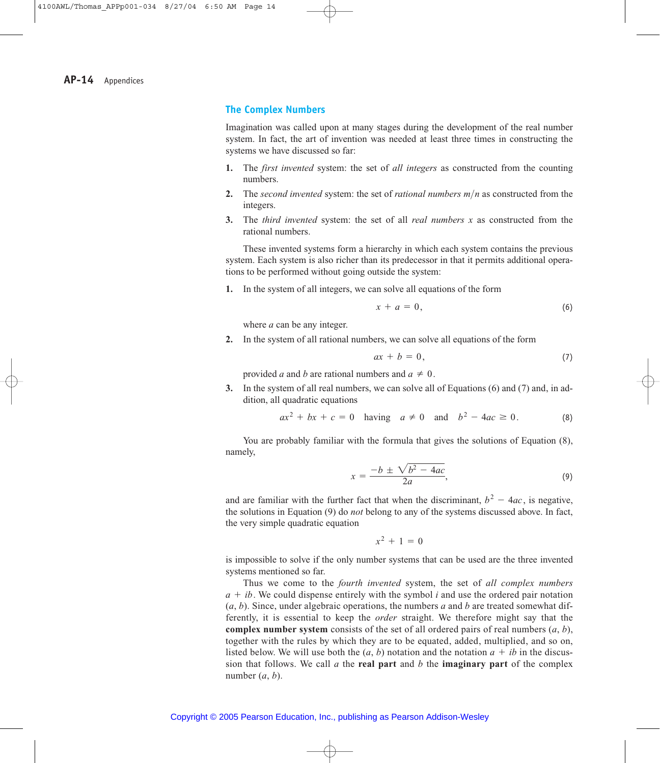## The Complex Numbers

Imagination was called upon at many stages during the development of the real number system. In fact, the art of invention was needed at least three times in constructing the systems we have discussed so far:

1. The *first invented* system: the set of *all integers* as constructed from the counting numbers.
2. The *second invented* system: the set of *rational numbers* $m/n$ as constructed from the integers.
3. The *third invented* system: the set of all *real numbers* $x$ as constructed from the rational numbers.

These invented systems form a hierarchy in which each system contains the previous system. Each system is also richer than its predecessor in that it permits additional operations to be performed without going outside the system:

1. In the system of all integers, we can solve all equations of the form

$$x + a = 0, \tag{6}$$

where $a$ can be any integer.

2. In the system of all rational numbers, we can solve all equations of the form

$$ax + b = 0, \tag{7}$$

provided $a$ and $b$ are rational numbers and $a \neq 0$.

3. In the system of all real numbers, we can solve all of Equations (6) and (7) and, in addition, all quadratic equations

$$ax^2 + bx + c = 0 \quad \text{having} \quad a \neq 0 \quad \text{and} \quad b^2 - 4ac \geq 0. \tag{8}$$

You are probably familiar with the formula that gives the solutions of Equation (8), namely,

$$x = \frac{-b \pm \sqrt{b^2 - 4ac}}{2a}, \tag{9}$$

and are familiar with the further fact that when the discriminant, $b^2 - 4ac$, is negative, the solutions in Equation (9) do *not* belong to any of the systems discussed above. In fact, the very simple quadratic equation

$$x^2 + 1 = 0$$

is impossible to solve if the only number systems that can be used are the three invented systems mentioned so far.

Thus we come to the *fourth invented* system, the set of *all complex numbers* $a + ib$. We could dispense entirely with the symbol $i$ and use the ordered pair notation $(a, b)$. Since, under algebraic operations, the numbers $a$ and $b$ are treated somewhat differently, it is essential to keep the *order* straight. We therefore might say that the **complex number system** consists of the set of all ordered pairs of real numbers $(a, b)$, together with the rules by which they are to be equated, added, multiplied, and so on, listed below. We will use both the $(a, b)$ notation and the notation $a + ib$ in the discussion that follows. We call $a$ the **real part** and $b$ the **imaginary part** of the complex number $(a, b)$.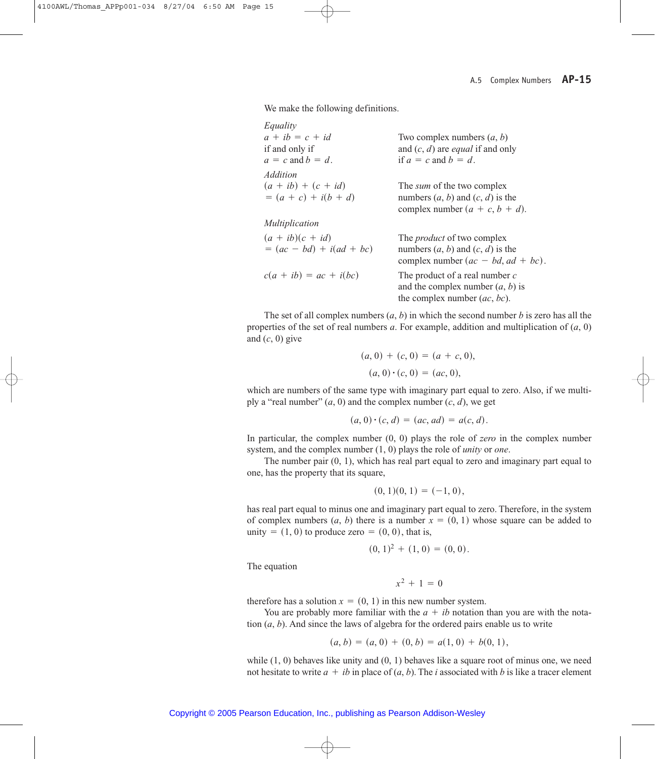We make the following definitions.

| | |
|---|---|
| *Equality* <br> $a + ib = c + id$ <br> if and only if <br> $a = c$ and $b = d$. | Two complex numbers $(a, b)$ and $(c, d)$ are *equal* if and only if $a = c$ and $b = d$. |
| *Addition* <br> $(a + ib) + (c + id)$ <br> $= (a + c) + i(b + d)$ | The *sum* of the two complex numbers $(a, b)$ and $(c, d)$ is the complex number $(a + c, b + d)$. |
| *Multiplication* <br> $(a + ib)(c + id)$ <br> $= (ac - bd) + i(ad + bc)$ | The *product* of two complex numbers $(a, b)$ and $(c, d)$ is the complex number $(ac - bd, ad + bc)$. |
| $c(a + ib) = ac + i(bc)$ | The product of a real number $c$ and the complex number $(a, b)$ is the complex number $(ac, bc)$. |

The set of all complex numbers $(a, b)$ in which the second number $b$ is zero has all the properties of the set of real numbers $a$. For example, addition and multiplication of $(a, 0)$ and $(c, 0)$ give

$$(a, 0) + (c, 0) = (a + c, 0),$$

$$(a, 0) \cdot (c, 0) = (ac, 0),$$

which are numbers of the same type with imaginary part equal to zero. Also, if we multiply a "real number" $(a, 0)$ and the complex number $(c, d)$, we get

$$(a, 0) \cdot (c, d) = (ac, ad) = a(c, d).$$

In particular, the complex number $(0, 0)$ plays the role of *zero* in the complex number system, and the complex number $(1, 0)$ plays the role of *unity* or *one*.

The number pair $(0, 1)$, which has real part equal to zero and imaginary part equal to one, has the property that its square,

$$(0, 1)(0, 1) = (-1, 0),$$

has real part equal to minus one and imaginary part equal to zero. Therefore, in the system of complex numbers $(a, b)$ there is a number $x = (0, 1)$ whose square can be added to unity $= (1, 0)$ to produce zero $= (0, 0)$, that is,

$$(0, 1)^2 + (1, 0) = (0, 0).$$

The equation

$$x^2 + 1 = 0$$

therefore has a solution $x = (0, 1)$ in this new number system.

You are probably more familiar with the $a + ib$ notation than you are with the notation $(a, b)$. And since the laws of algebra for the ordered pairs enable us to write

$$(a, b) = (a, 0) + (0, b) = a(1, 0) + b(0, 1),$$

while $(1, 0)$ behaves like unity and $(0, 1)$ behaves like a square root of minus one, we need not hesitate to write $a + ib$ in place of $(a, b)$. The $i$ associated with $b$ is like a tracer element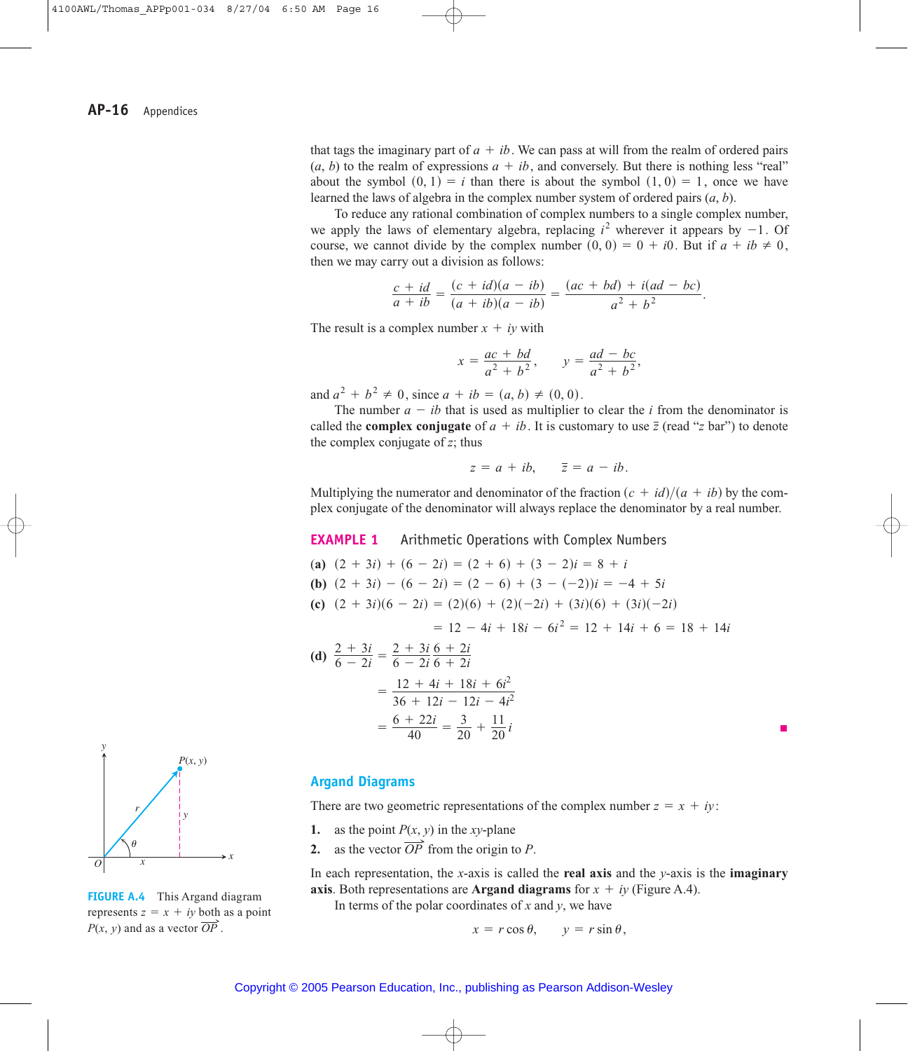that tags the imaginary part of $a + ib$. We can pass at will from the realm of ordered pairs $(a, b)$ to the realm of expressions $a + ib$, and conversely. But there is nothing less "real" about the symbol $(0, 1) = i$ than there is about the symbol $(1, 0) = 1$, once we have learned the laws of algebra in the complex number system of ordered pairs $(a, b)$.

To reduce any rational combination of complex numbers to a single complex number, we apply the laws of elementary algebra, replacing $i^2$ wherever it appears by $-1$. Of course, we cannot divide by the complex number $(0, 0) = 0 + i0$. But if $a + ib \neq 0$, then we may carry out a division as follows:

$$\frac{c + id}{a + ib} = \frac{(c + id)(a - ib)}{(a + ib)(a - ib)} = \frac{(ac + bd) + i(ad - bc)}{a^2 + b^2}.$$

The result is a complex number $x + iy$ with

$$x = \frac{ac + bd}{a^2 + b^2}, \qquad y = \frac{ad - bc}{a^2 + b^2},$$

and $a^2 + b^2 \neq 0$, since $a + ib = (a, b) \neq (0, 0)$.

The number $a - ib$ that is used as multiplier to clear the $i$ from the denominator is called the **complex conjugate** of $a + ib$. It is customary to use $\bar{z}$ (read "$z$ bar") to denote the complex conjugate of $z$; thus

$$z = a + ib, \qquad \bar{z} = a - ib.$$

Multiplying the numerator and denominator of the fraction $(c + id)/(a + ib)$ by the complex conjugate of the denominator will always replace the denominator by a real number.

**EXAMPLE 1** Arithmetic Operations with Complex Numbers

**(a)** $(2 + 3i) + (6 - 2i) = (2 + 6) + (3 - 2)i = 8 + i$

**(b)** $(2 + 3i) - (6 - 2i) = (2 - 6) + (3 - (-2))i = -4 + 5i$

**(c)** $(2 + 3i)(6 - 2i) = (2)(6) + (2)(-2i) + (3i)(6) + (3i)(-2i)$

$$= 12 - 4i + 18i - 6i^2 = 12 + 14i + 6 = 18 + 14i$$

**(d)**
$$\frac{2 + 3i}{6 - 2i} = \frac{2 + 3i}{6 - 2i}\frac{6 + 2i}{6 + 2i}$$
$$= \frac{12 + 4i + 18i + 6i^2}{36 + 12i - 12i - 4i^2}$$
$$= \frac{6 + 22i}{40} = \frac{3}{20} + \frac{11}{20}i$$

## Argand Diagrams

There are two geometric representations of the complex number $z = x + iy$:

1. as the point $P(x, y)$ in the $xy$-plane
2. as the vector $\overrightarrow{OP}$ from the origin to $P$.

In each representation, the $x$-axis is called the **real axis** and the $y$-axis is the **imaginary axis**. Both representations are **Argand diagrams** for $x + iy$ (Figure A.4).

FIGURE A.4 This Argand diagram represents $z = x + iy$ both as a point $P(x, y)$ and as a vector $\overrightarrow{OP}$.

In terms of the polar coordinates of $x$ and $y$, we have

$$x = r\cos\theta, \qquad y = r\sin\theta,$$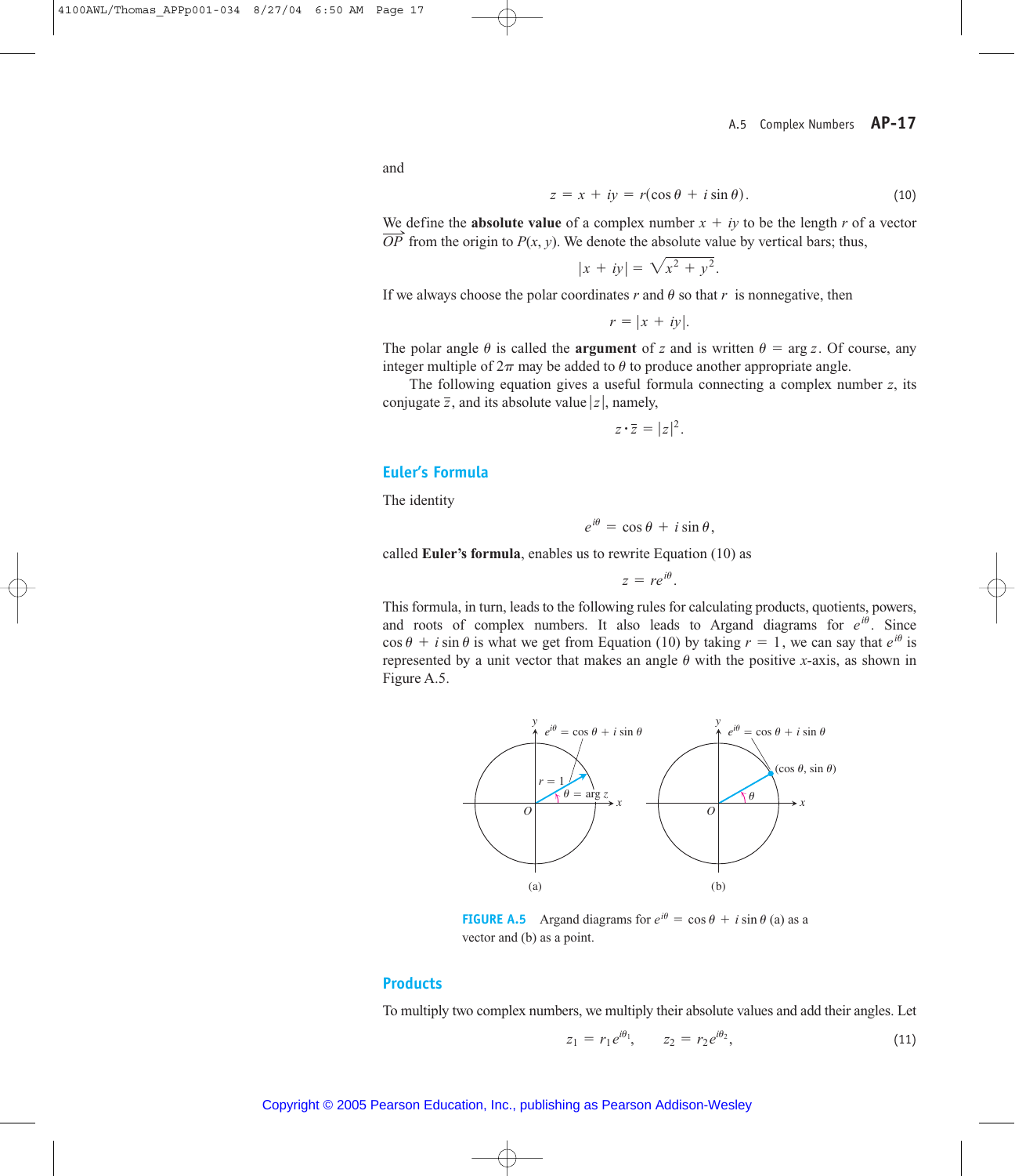and

$$z = x + iy = r(\cos\theta + i\sin\theta). \tag{10}$$

We define the **absolute value** of a complex number $x + iy$ to be the length $r$ of a vector $\overrightarrow{OP}$ from the origin to $P(x, y)$. We denote the absolute value by vertical bars; thus,

$$|x + iy| = \sqrt{x^2 + y^2}.$$

If we always choose the polar coordinates $r$ and $\theta$ so that $r$ is nonnegative, then

$$r = |x + iy|.$$

The polar angle $\theta$ is called the **argument** of $z$ and is written $\theta = \arg z$. Of course, any integer multiple of $2\pi$ may be added to $\theta$ to produce another appropriate angle.

The following equation gives a useful formula connecting a complex number $z$, its conjugate $\bar{z}$, and its absolute value $|z|$, namely,

$$z \cdot \bar{z} = |z|^2.$$

## Euler's Formula

The identity

$$e^{i\theta} = \cos\theta + i\sin\theta,$$

called **Euler's formula**, enables us to rewrite Equation (10) as

$$z = re^{i\theta}.$$

This formula, in turn, leads to the following rules for calculating products, quotients, powers, and roots of complex numbers. It also leads to Argand diagrams for $e^{i\theta}$. Since $\cos\theta + i\sin\theta$ is what we get from Equation (10) by taking $r = 1$, we can say that $e^{i\theta}$ is represented by a unit vector that makes an angle $\theta$ with the positive $x$-axis, as shown in Figure A.5.

**FIGURE A.5** Argand diagrams for $e^{i\theta} = \cos\theta + i\sin\theta$ (a) as a vector and (b) as a point.

## Products

To multiply two complex numbers, we multiply their absolute values and add their angles. Let

$$z_1 = r_1 e^{i\theta_1}, \qquad z_2 = r_2 e^{i\theta_2}, \tag{11}$$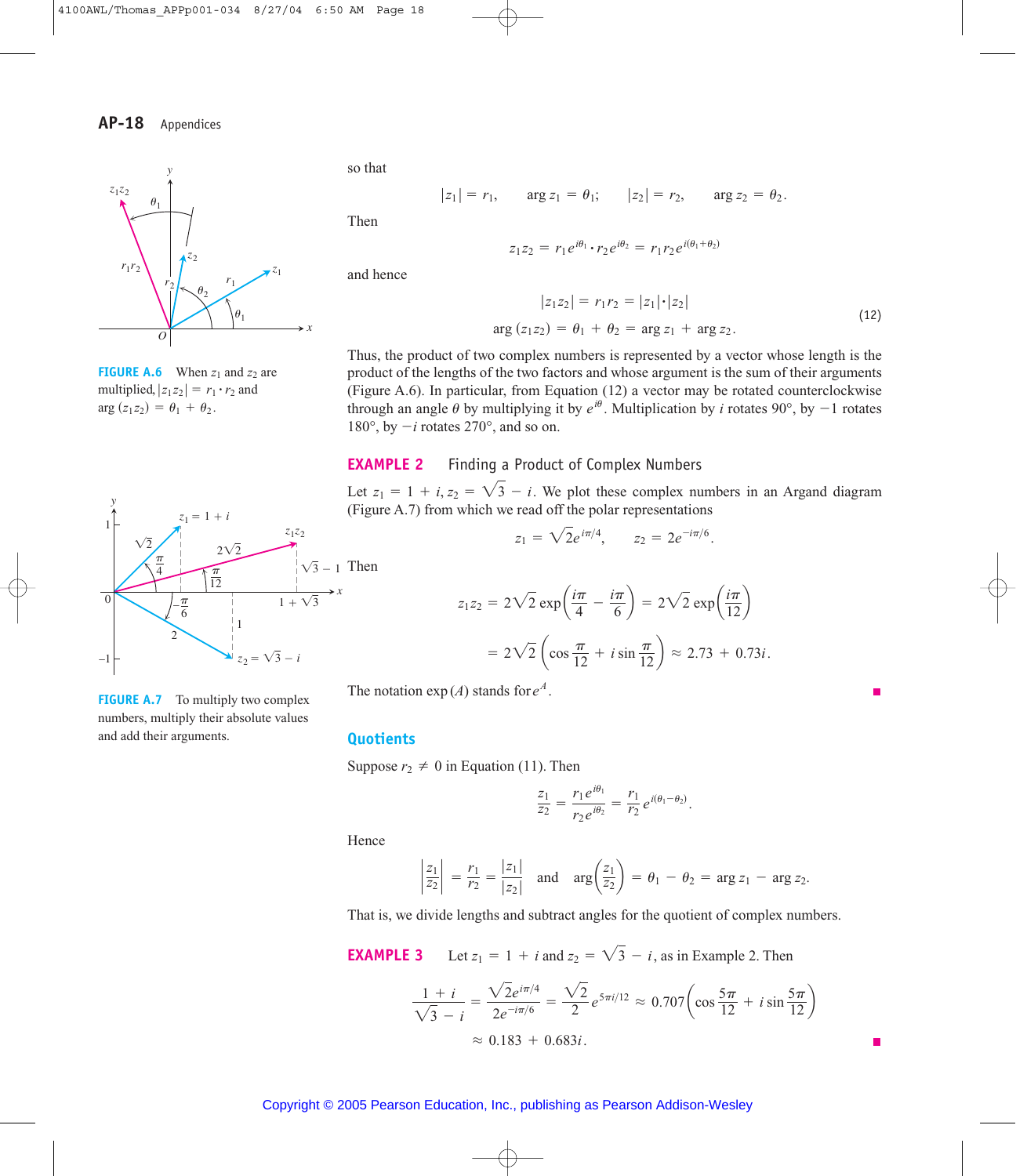so that

$$|z_1| = r_1, \qquad \arg z_1 = \theta_1; \qquad |z_2| = r_2, \qquad \arg z_2 = \theta_2.$$

Then

$$z_1 z_2 = r_1 e^{i\theta_1} \cdot r_2 e^{i\theta_2} = r_1 r_2 e^{i(\theta_1 + \theta_2)}$$

and hence

$$\begin{aligned} |z_1 z_2| &= r_1 r_2 = |z_1| \cdot |z_2| \\ \arg(z_1 z_2) &= \theta_1 + \theta_2 = \arg z_1 + \arg z_2. \end{aligned} \tag{12}$$

Thus, the product of two complex numbers is represented by a vector whose length is the product of the lengths of the two factors and whose argument is the sum of their arguments (Figure A.6). In particular, from Equation (12) a vector may be rotated counterclockwise through an angle $\theta$ by multiplying it by $e^{i\theta}$. Multiplication by $i$ rotates 90°, by $-1$ rotates 180°, by $-i$ rotates 270°, and so on.

**FIGURE A.6** When $z_1$ and $z_2$ are multiplied, $|z_1 z_2| = r_1 \cdot r_2$ and $\arg(z_1 z_2) = \theta_1 + \theta_2$.

### EXAMPLE 2 Finding a Product of Complex Numbers

Let $z_1 = 1 + i$, $z_2 = \sqrt{3} - i$. We plot these complex numbers in an Argand diagram (Figure A.7) from which we read off the polar representations

$$z_1 = \sqrt{2}e^{i\pi/4}, \qquad z_2 = 2e^{-i\pi/6}.$$

Then

$$\begin{aligned} z_1 z_2 &= 2\sqrt{2} \exp\left(\frac{i\pi}{4} - \frac{i\pi}{6}\right) = 2\sqrt{2} \exp\left(\frac{i\pi}{12}\right) \\ &= 2\sqrt{2}\left(\cos\frac{\pi}{12} + i \sin\frac{\pi}{12}\right) \approx 2.73 + 0.73i. \end{aligned}$$

The notation $\exp(A)$ stands for $e^A$. ■

**FIGURE A.7** To multiply two complex numbers, multiply their absolute values and add their arguments.

## Quotients

Suppose $r_2 \neq 0$ in Equation (11). Then

$$\frac{z_1}{z_2} = \frac{r_1 e^{i\theta_1}}{r_2 e^{i\theta_2}} = \frac{r_1}{r_2} e^{i(\theta_1 - \theta_2)}.$$

Hence

$$\left|\frac{z_1}{z_2}\right| = \frac{r_1}{r_2} = \frac{|z_1|}{|z_2|} \quad \text{and} \quad \arg\left(\frac{z_1}{z_2}\right) = \theta_1 - \theta_2 = \arg z_1 - \arg z_2.$$

That is, we divide lengths and subtract angles for the quotient of complex numbers.

### EXAMPLE 3

Let $z_1 = 1 + i$ and $z_2 = \sqrt{3} - i$, as in Example 2. Then

$$\begin{aligned} \frac{1 + i}{\sqrt{3} - i} &= \frac{\sqrt{2}e^{i\pi/4}}{2e^{-i\pi/6}} = \frac{\sqrt{2}}{2} e^{5\pi i/12} \approx 0.707\left(\cos\frac{5\pi}{12} + i \sin\frac{5\pi}{12}\right) \\ &\approx 0.183 + 0.683i. \end{aligned}$$

■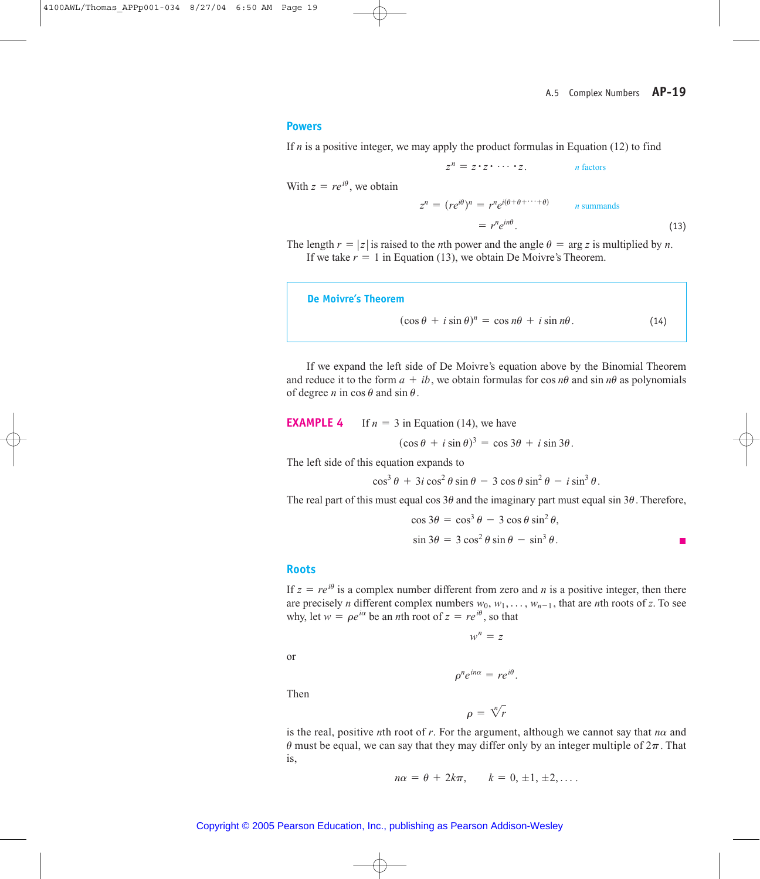## Powers

If $n$ is a positive integer, we may apply the product formulas in Equation (12) to find

$$z^n = z \cdot z \cdot \cdots \cdot z. \qquad n \text{ factors}$$

With $z = re^{i\theta}$, we obtain

$$\begin{aligned} z^n = (re^{i\theta})^n &= r^n e^{i(\theta+\theta+\cdots+\theta)} \qquad n \text{ summands} \\ &= r^n e^{in\theta}. \end{aligned} \tag{13}$$

The length $r = |z|$ is raised to the $n$th power and the angle $\theta = \arg z$ is multiplied by $n$.

If we take $r = 1$ in Equation (13), we obtain De Moivre's Theorem.

> **De Moivre's Theorem**
>
> $$(\cos\theta + i\sin\theta)^n = \cos n\theta + i\sin n\theta. \tag{14}$$

If we expand the left side of De Moivre's equation above by the Binomial Theorem and reduce it to the form $a + ib$, we obtain formulas for $\cos n\theta$ and $\sin n\theta$ as polynomials of degree $n$ in $\cos\theta$ and $\sin\theta$.

**EXAMPLE 4** If $n = 3$ in Equation (14), we have

$$(\cos\theta + i\sin\theta)^3 = \cos 3\theta + i\sin 3\theta.$$

The left side of this equation expands to

$$\cos^3\theta + 3i\cos^2\theta\sin\theta - 3\cos\theta\sin^2\theta - i\sin^3\theta.$$

The real part of this must equal $\cos 3\theta$ and the imaginary part must equal $\sin 3\theta$. Therefore,

$$\cos 3\theta = \cos^3\theta - 3\cos\theta\sin^2\theta,$$

$$\sin 3\theta = 3\cos^2\theta\sin\theta - \sin^3\theta.$$

## Roots

If $z = re^{i\theta}$ is a complex number different from zero and $n$ is a positive integer, then there are precisely $n$ different complex numbers $w_0, w_1, \ldots, w_{n-1}$, that are $n$th roots of $z$. To see why, let $w = \rho e^{i\alpha}$ be an $n$th root of $z = re^{i\theta}$, so that

$$w^n = z$$

or

$$\rho^n e^{in\alpha} = re^{i\theta}.$$

Then

$$\rho = \sqrt[n]{r}$$

is the real, positive $n$th root of $r$. For the argument, although we cannot say that $n\alpha$ and $\theta$ must be equal, we can say that they may differ only by an integer multiple of $2\pi$. That is,

$$n\alpha = \theta + 2k\pi, \qquad k = 0, \pm 1, \pm 2, \ldots.$$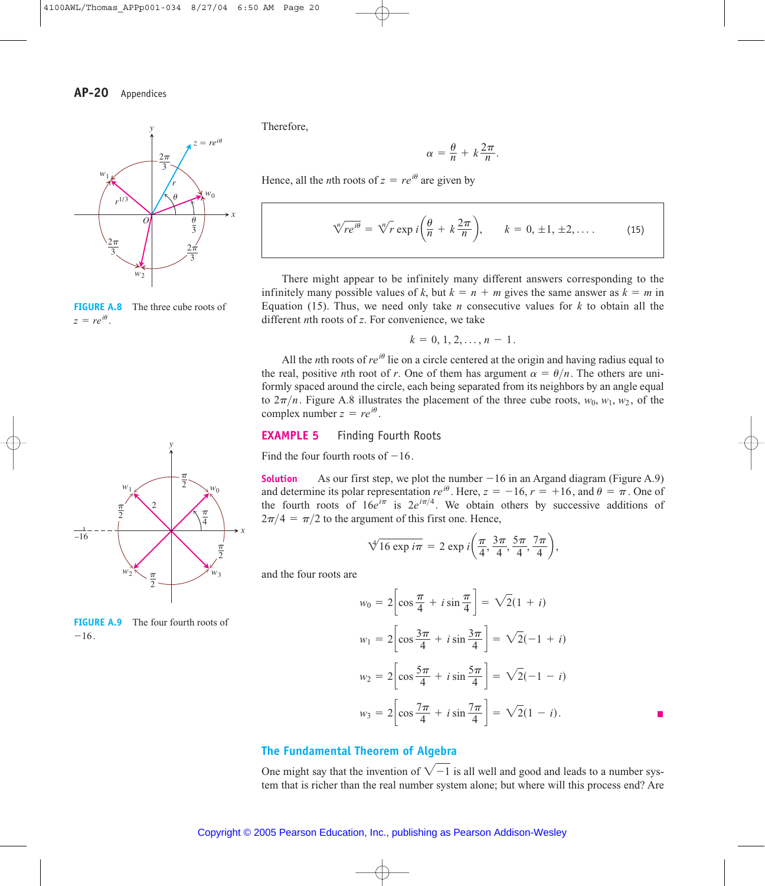Therefore,

$$\alpha = \frac{\theta}{n} + k\frac{2\pi}{n}.$$

Hence, all the $n$th roots of $z = re^{i\theta}$ are given by

$$\sqrt[n]{re^{i\theta}} = \sqrt[n]{r}\exp i\left(\frac{\theta}{n} + k\frac{2\pi}{n}\right), \qquad k = 0, \pm 1, \pm 2, \ldots. \tag{15}$$

There might appear to be infinitely many different answers corresponding to the infinitely many possible values of $k$, but $k = n + m$ gives the same answer as $k = m$ in Equation (15). Thus, we need only take $n$ consecutive values for $k$ to obtain all the different $n$th roots of $z$. For convenience, we take

$$k = 0, 1, 2, \ldots, n - 1.$$

All the $n$th roots of $re^{i\theta}$ lie on a circle centered at the origin and having radius equal to the real, positive $n$th root of $r$. One of them has argument $\alpha = \theta/n$. The others are uniformly spaced around the circle, each being separated from its neighbors by an angle equal to $2\pi/n$. Figure A.8 illustrates the placement of the three cube roots, $w_0, w_1, w_2$, of the complex number $z = re^{i\theta}$.

**FIGURE A.8** The three cube roots of $z = re^{i\theta}$.

### EXAMPLE 5 Finding Fourth Roots

Find the four fourth roots of $-16$.

**Solution** As our first step, we plot the number $-16$ in an Argand diagram (Figure A.9) and determine its polar representation $re^{i\theta}$. Here, $z = -16$, $r = +16$, and $\theta = \pi$. One of the fourth roots of $16e^{i\pi}$ is $2e^{i\pi/4}$. We obtain others by successive additions of $2\pi/4 = \pi/2$ to the argument of this first one. Hence,

$$\sqrt[4]{16 \exp i\pi} = 2 \exp i\left(\frac{\pi}{4}, \frac{3\pi}{4}, \frac{5\pi}{4}, \frac{7\pi}{4}\right),$$

and the four roots are

$$w_0 = 2\left[\cos\frac{\pi}{4} + i\sin\frac{\pi}{4}\right] = \sqrt{2}(1 + i)$$

$$w_1 = 2\left[\cos\frac{3\pi}{4} + i\sin\frac{3\pi}{4}\right] = \sqrt{2}(-1 + i)$$

$$w_2 = 2\left[\cos\frac{5\pi}{4} + i\sin\frac{5\pi}{4}\right] = \sqrt{2}(-1 - i)$$

$$w_3 = 2\left[\cos\frac{7\pi}{4} + i\sin\frac{7\pi}{4}\right] = \sqrt{2}(1 - i).$$

**FIGURE A.9** The four fourth roots of $-16$.

## The Fundamental Theorem of Algebra

One might say that the invention of $\sqrt{-1}$ is all well and good and leads to a number system that is richer than the real number system alone; but where will this process end? Are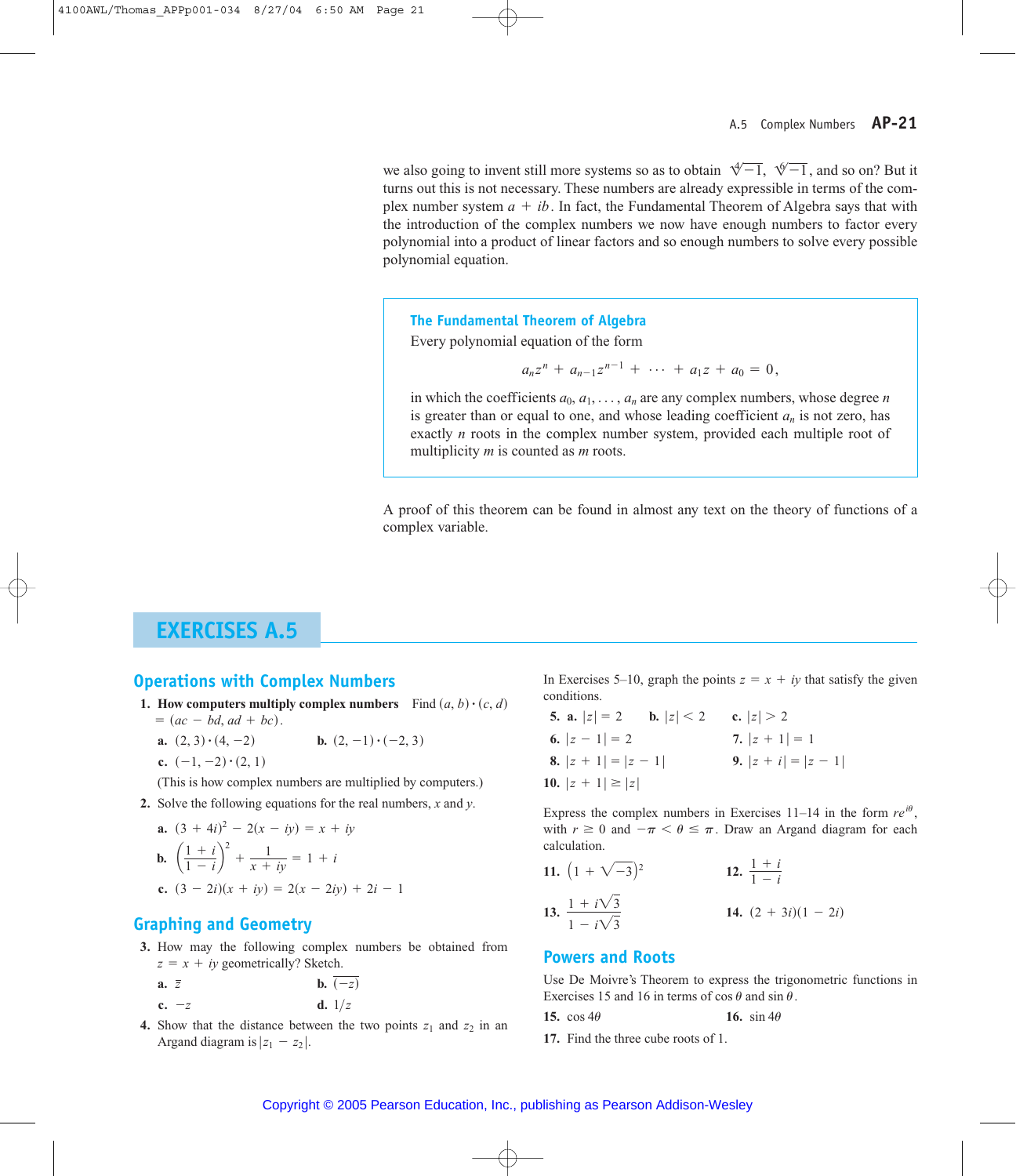we also going to invent still more systems so as to obtain $\sqrt[4]{-1}$, $\sqrt[6]{-1}$, and so on? But it turns out this is not necessary. These numbers are already expressible in terms of the complex number system $a + ib$. In fact, the Fundamental Theorem of Algebra says that with the introduction of the complex numbers we now have enough numbers to factor every polynomial into a product of linear factors and so enough numbers to solve every possible polynomial equation.

> **The Fundamental Theorem of Algebra**
>
> Every polynomial equation of the form
>
> $$a_n z^n + a_{n-1} z^{n-1} + \cdots + a_1 z + a_0 = 0,$$
>
> in which the coefficients $a_0, a_1, \ldots, a_n$ are any complex numbers, whose degree $n$ is greater than or equal to one, and whose leading coefficient $a_n$ is not zero, has exactly $n$ roots in the complex number system, provided each multiple root of multiplicity $m$ is counted as $m$ roots.

A proof of this theorem can be found in almost any text on the theory of functions of a complex variable.

# EXERCISES A.5

## Operations with Complex Numbers

1. **How computers multiply complex numbers** Find $(a, b) \cdot (c, d) = (ac - bd, ad + bc)$.

   a. $(2, 3) \cdot (4, -2)$  b. $(2, -1) \cdot (-2, 3)$

   c. $(-1, -2) \cdot (2, 1)$

   (This is how complex numbers are multiplied by computers.)

2. Solve the following equations for the real numbers, $x$ and $y$.

   a. $(3 + 4i)^2 - 2(x - iy) = x + iy$

   b. $\left(\dfrac{1 + i}{1 - i}\right)^2 + \dfrac{1}{x + iy} = 1 + i$

   c. $(3 - 2i)(x + iy) = 2(x - 2iy) + 2i - 1$

## Graphing and Geometry

3. How may the following complex numbers be obtained from $z = x + iy$ geometrically? Sketch.

   a. $\bar{z}$  b. $\overline{(-z)}$

   c. $-z$  d. $1/z$

4. Show that the distance between the two points $z_1$ and $z_2$ in an Argand diagram is $|z_1 - z_2|$.

In Exercises 5–10, graph the points $z = x + iy$ that satisfy the given conditions.

5. a. $|z| = 2$  b. $|z| < 2$  c. $|z| > 2$

6. $|z - 1| = 2$

7. $|z + 1| = 1$

8. $|z + 1| = |z - 1|$

9. $|z + i| = |z - 1|$

10. $|z + 1| \geq |z|$

Express the complex numbers in Exercises 11–14 in the form $re^{i\theta}$, with $r \geq 0$ and $-\pi < \theta \leq \pi$. Draw an Argand diagram for each calculation.

11. $\left(1 + \sqrt{-3}\right)^2$

12. $\dfrac{1 + i}{1 - i}$

13. $\dfrac{1 + i\sqrt{3}}{1 - i\sqrt{3}}$

14. $(2 + 3i)(1 - 2i)$

## Powers and Roots

Use De Moivre's Theorem to express the trigonometric functions in Exercises 15 and 16 in terms of $\cos\theta$ and $\sin\theta$.

15. $\cos 4\theta$

16. $\sin 4\theta$

17. Find the three cube roots of 1.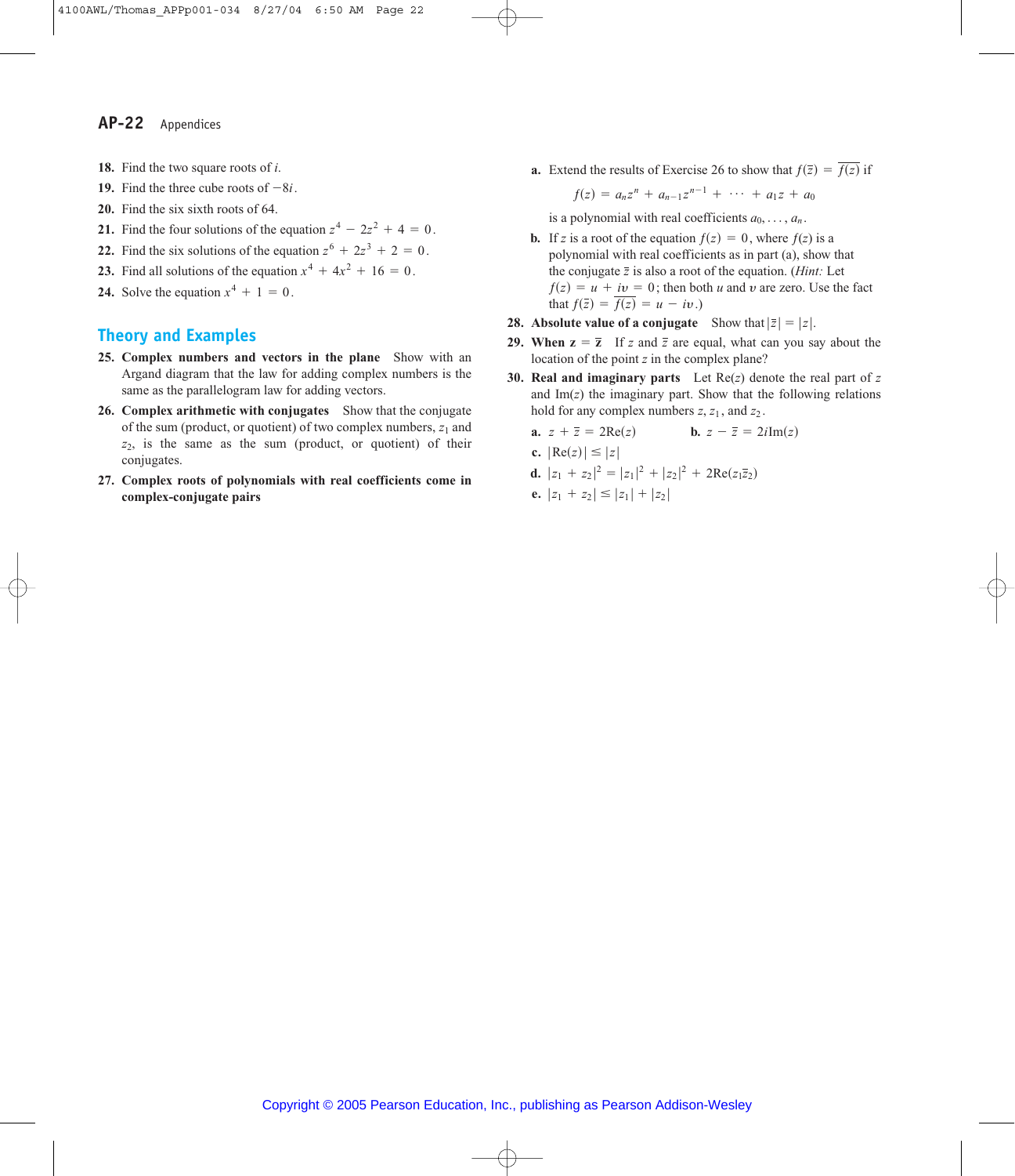18. Find the two square roots of $i$.

19. Find the three cube roots of $-8i$.

20. Find the six sixth roots of 64.

21. Find the four solutions of the equation $z^4 - 2z^2 + 4 = 0$.

22. Find the six solutions of the equation $z^6 + 2z^3 + 2 = 0$.

23. Find all solutions of the equation $x^4 + 4x^2 + 16 = 0$.

24. Solve the equation $x^4 + 1 = 0$.

## Theory and Examples

25. **Complex numbers and vectors in the plane** Show with an Argand diagram that the law for adding complex numbers is the same as the parallelogram law for adding vectors.

26. **Complex arithmetic with conjugates** Show that the conjugate of the sum (product, or quotient) of two complex numbers, $z_1$ and $z_2$, is the same as the sum (product, or quotient) of their conjugates.

27. **Complex roots of polynomials with real coefficients come in complex-conjugate pairs**

    **a.** Extend the results of Exercise 26 to show that $f(\bar{z}) = \overline{f(z)}$ if
    $$f(z) = a_n z^n + a_{n-1} z^{n-1} + \cdots + a_1 z + a_0$$
    is a polynomial with real coefficients $a_0, \ldots, a_n$.

    **b.** If $z$ is a root of the equation $f(z) = 0$, where $f(z)$ is a polynomial with real coefficients as in part (a), show that the conjugate $\bar{z}$ is also a root of the equation. (*Hint:* Let $f(z) = u + iv = 0$; then both $u$ and $v$ are zero. Use the fact that $f(\bar{z}) = \overline{f(z)} = u - iv$.)

28. **Absolute value of a conjugate** Show that $|\bar{z}| = |z|$.

29. **When $z = \bar{z}$** If $z$ and $\bar{z}$ are equal, what can you say about the location of the point $z$ in the complex plane?

30. **Real and imaginary parts** Let $\text{Re}(z)$ denote the real part of $z$ and $\text{Im}(z)$ the imaginary part. Show that the following relations hold for any complex numbers $z$, $z_1$, and $z_2$.

    **a.** $z + \bar{z} = 2\text{Re}(z)$

    **b.** $z - \bar{z} = 2i\text{Im}(z)$

    **c.** $|\text{Re}(z)| \leq |z|$

    **d.** $|z_1 + z_2|^2 = |z_1|^2 + |z_2|^2 + 2\text{Re}(z_1\bar{z}_2)$

    **e.** $|z_1 + z_2| \leq |z_1| + |z_2|$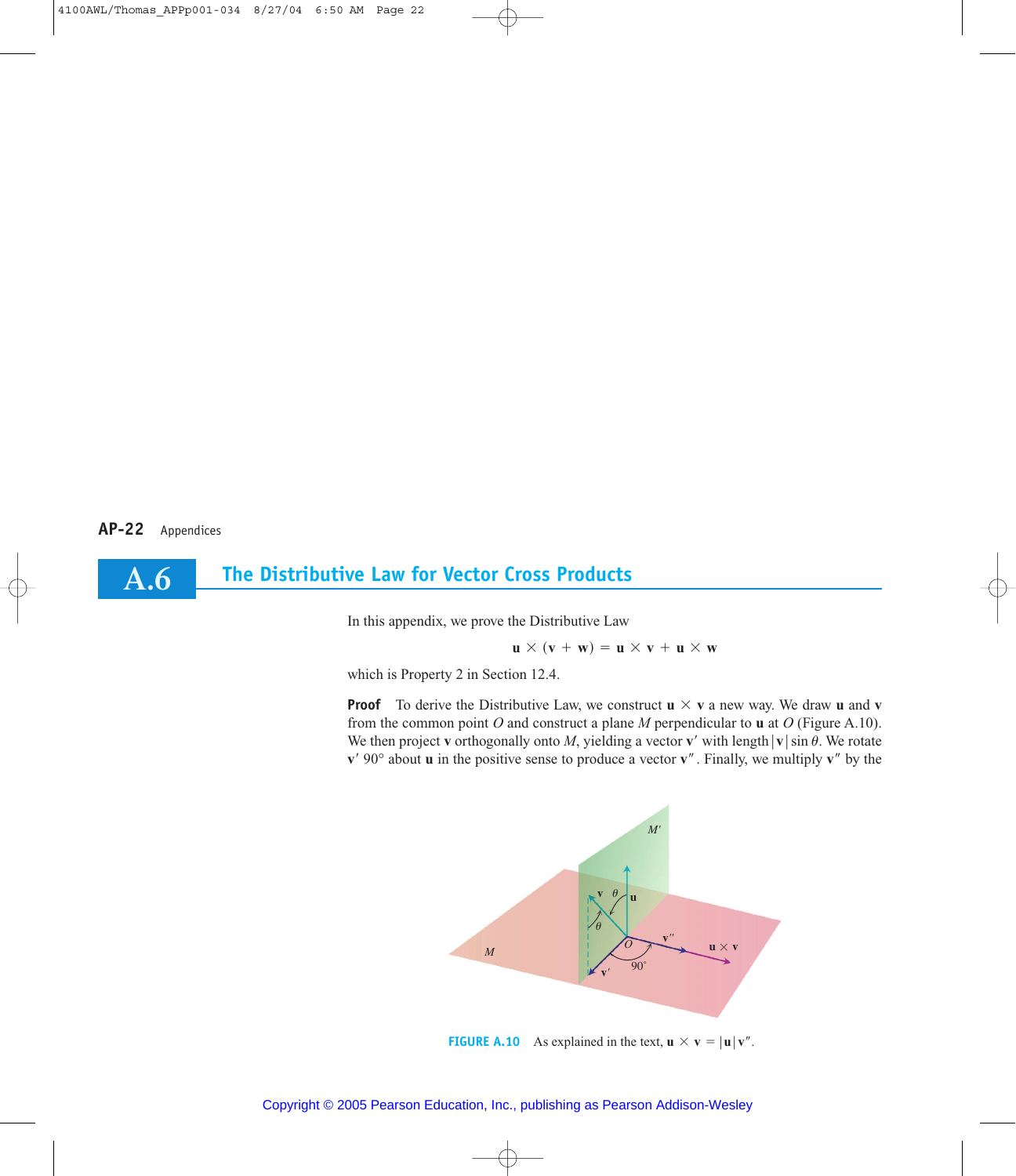## A.6 The Distributive Law for Vector Cross Products

In this appendix, we prove the Distributive Law

$$\mathbf{u} \times (\mathbf{v} + \mathbf{w}) = \mathbf{u} \times \mathbf{v} + \mathbf{u} \times \mathbf{w}$$

which is Property 2 in Section 12.4.

**Proof** To derive the Distributive Law, we construct $\mathbf{u} \times \mathbf{v}$ a new way. We draw $\mathbf{u}$ and $\mathbf{v}$ from the common point $O$ and construct a plane $M$ perpendicular to $\mathbf{u}$ at $O$ (Figure A.10). We then project $\mathbf{v}$ orthogonally onto $M$, yielding a vector $\mathbf{v}'$ with length $|\mathbf{v}| \sin \theta$. We rotate $\mathbf{v}'$ $90°$ about $\mathbf{u}$ in the positive sense to produce a vector $\mathbf{v}''$. Finally, we multiply $\mathbf{v}''$ by the

**FIGURE A.10** As explained in the text, $\mathbf{u} \times \mathbf{v} = |\mathbf{u}|\mathbf{v}''$.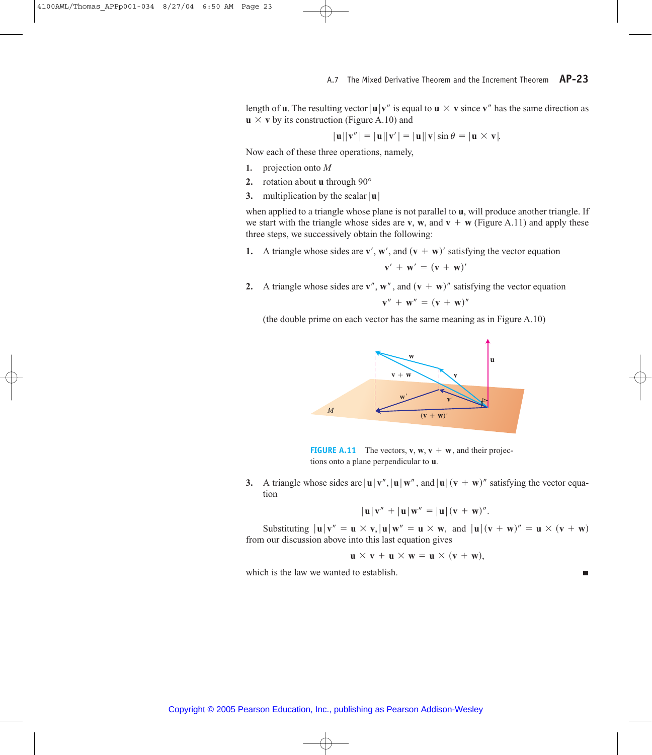length of $\mathbf{u}$. The resulting vector $|\mathbf{u}|\mathbf{v}''$ is equal to $\mathbf{u} \times \mathbf{v}$ since $\mathbf{v}''$ has the same direction as $\mathbf{u} \times \mathbf{v}$ by its construction (Figure A.10) and

$$|\mathbf{u}||\mathbf{v}''| = |\mathbf{u}||\mathbf{v}'| = |\mathbf{u}||\mathbf{v}|\sin\theta = |\mathbf{u} \times \mathbf{v}|.$$

Now each of these three operations, namely,

1. projection onto $M$
2. rotation about $\mathbf{u}$ through 90°
3. multiplication by the scalar $|\mathbf{u}|$

when applied to a triangle whose plane is not parallel to $\mathbf{u}$, will produce another triangle. If we start with the triangle whose sides are $\mathbf{v}$, $\mathbf{w}$, and $\mathbf{v} + \mathbf{w}$ (Figure A.11) and apply these three steps, we successively obtain the following:

1. A triangle whose sides are $\mathbf{v}'$, $\mathbf{w}'$, and $(\mathbf{v} + \mathbf{w})'$ satisfying the vector equation

$$\mathbf{v}' + \mathbf{w}' = (\mathbf{v} + \mathbf{w})'$$

2. A triangle whose sides are $\mathbf{v}''$, $\mathbf{w}''$, and $(\mathbf{v} + \mathbf{w})''$ satisfying the vector equation

$$\mathbf{v}'' + \mathbf{w}'' = (\mathbf{v} + \mathbf{w})''$$

(the double prime on each vector has the same meaning as in Figure A.10)

**FIGURE A.11** The vectors, $\mathbf{v}$, $\mathbf{w}$, $\mathbf{v} + \mathbf{w}$, and their projections onto a plane perpendicular to $\mathbf{u}$.

3. A triangle whose sides are $|\mathbf{u}|\mathbf{v}''$, $|\mathbf{u}|\mathbf{w}''$, and $|\mathbf{u}|(\mathbf{v} + \mathbf{w})''$ satisfying the vector equation

$$|\mathbf{u}|\mathbf{v}'' + |\mathbf{u}|\mathbf{w}'' = |\mathbf{u}|(\mathbf{v} + \mathbf{w})''.$$

Substituting $|\mathbf{u}|\mathbf{v}'' = \mathbf{u} \times \mathbf{v}$, $|\mathbf{u}|\mathbf{w}'' = \mathbf{u} \times \mathbf{w}$, and $|\mathbf{u}|(\mathbf{v} + \mathbf{w})'' = \mathbf{u} \times (\mathbf{v} + \mathbf{w})$ from our discussion above into this last equation gives

$$\mathbf{u} \times \mathbf{v} + \mathbf{u} \times \mathbf{w} = \mathbf{u} \times (\mathbf{v} + \mathbf{w}),$$

which is the law we wanted to establish. ■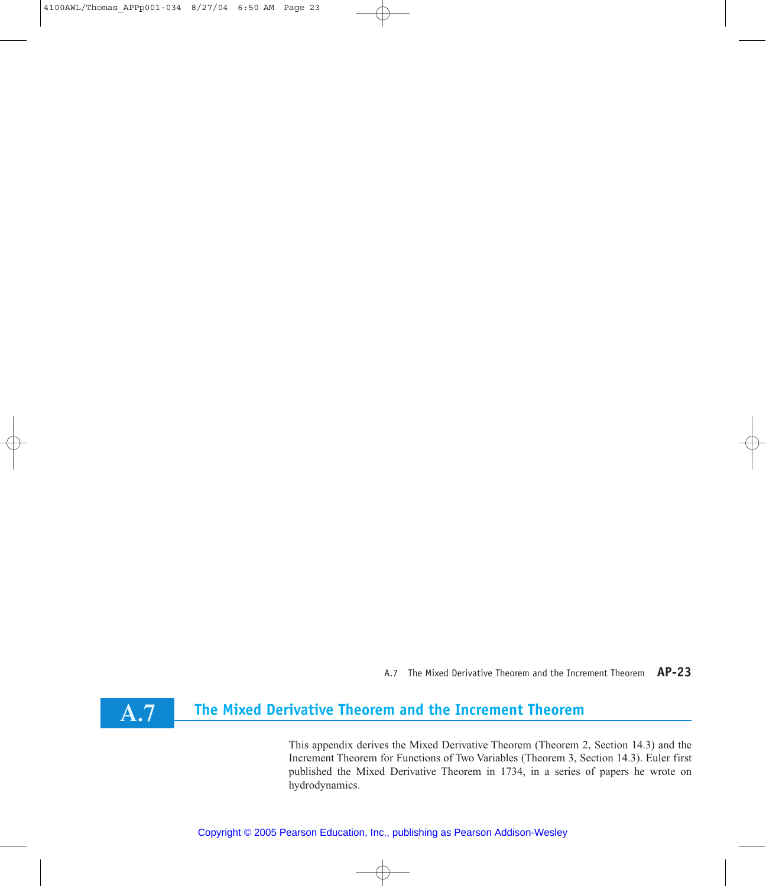# A.7 The Mixed Derivative Theorem and the Increment Theorem

This appendix derives the Mixed Derivative Theorem (Theorem 2, Section 14.3) and the Increment Theorem for Functions of Two Variables (Theorem 3, Section 14.3). Euler first published the Mixed Derivative Theorem in 1734, in a series of papers he wrote on hydrodynamics.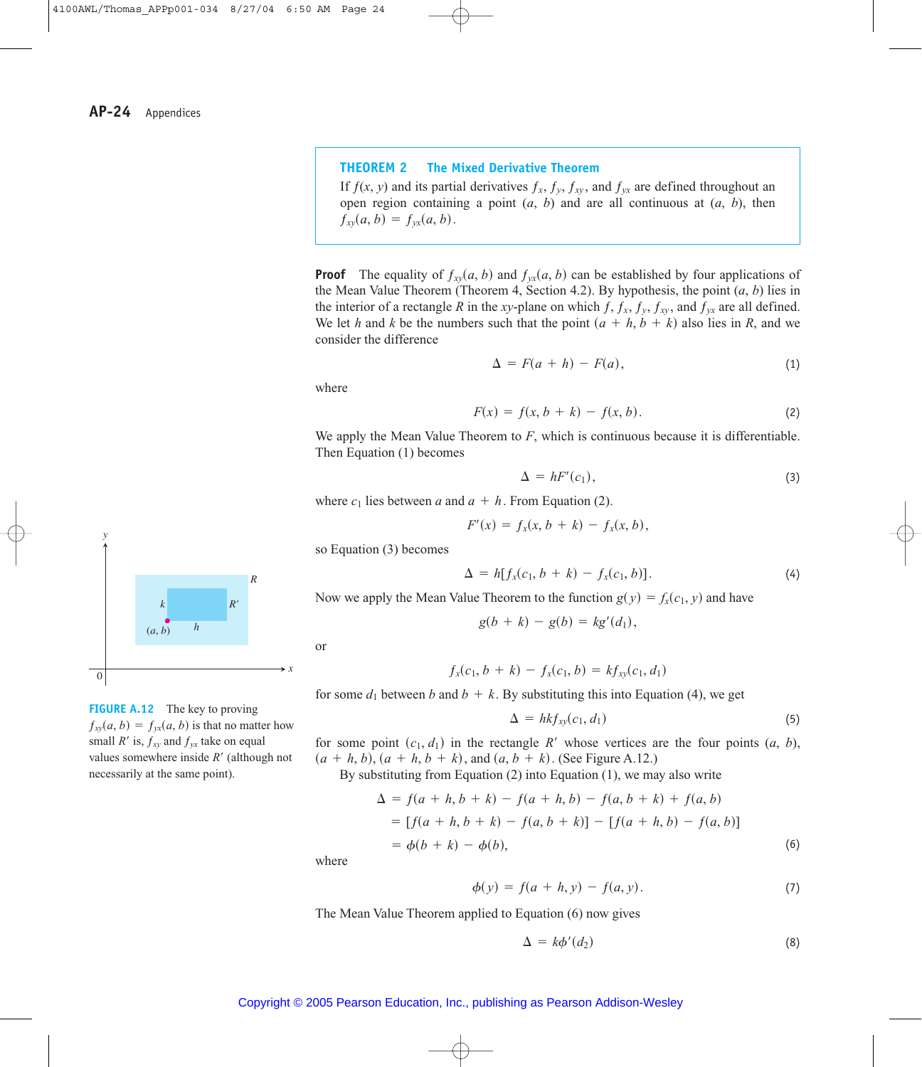**THEOREM 2 The Mixed Derivative Theorem**

If $f(x, y)$ and its partial derivatives $f_x$, $f_y$, $f_{xy}$, and $f_{yx}$ are defined throughout an open region containing a point $(a, b)$ and are all continuous at $(a, b)$, then $f_{xy}(a, b) = f_{yx}(a, b)$.

**Proof** The equality of $f_{xy}(a, b)$ and $f_{yx}(a, b)$ can be established by four applications of the Mean Value Theorem (Theorem 4, Section 4.2). By hypothesis, the point $(a, b)$ lies in the interior of a rectangle $R$ in the $xy$-plane on which $f$, $f_x$, $f_y$, $f_{xy}$, and $f_{yx}$ are all defined. We let $h$ and $k$ be the numbers such that the point $(a + h, b + k)$ also lies in $R$, and we consider the difference

$$\Delta = F(a + h) - F(a), \tag{1}$$

where

$$F(x) = f(x, b + k) - f(x, b). \tag{2}$$

We apply the Mean Value Theorem to $F$, which is continuous because it is differentiable. Then Equation (1) becomes

$$\Delta = hF'(c_1), \tag{3}$$

where $c_1$ lies between $a$ and $a + h$. From Equation (2).

$$F'(x) = f_x(x, b + k) - f_x(x, b),$$

so Equation (3) becomes

$$\Delta = h[f_x(c_1, b + k) - f_x(c_1, b)]. \tag{4}$$

Now we apply the Mean Value Theorem to the function $g(y) = f_x(c_1, y)$ and have

$$g(b + k) - g(b) = kg'(d_1),$$

or

$$f_x(c_1, b + k) - f_x(c_1, b) = kf_{xy}(c_1, d_1)$$

for some $d_1$ between $b$ and $b + k$. By substituting this into Equation (4), we get

$$\Delta = hkf_{xy}(c_1, d_1) \tag{5}$$

for some point $(c_1, d_1)$ in the rectangle $R'$ whose vertices are the four points $(a, b)$, $(a + h, b)$, $(a + h, b + k)$, and $(a, b + k)$. (See Figure A.12.)

**FIGURE A.12** The key to proving $f_{xy}(a, b) = f_{yx}(a, b)$ is that no matter how small $R'$ is, $f_{xy}$ and $f_{yx}$ take on equal values somewhere inside $R'$ (although not necessarily at the same point).

By substituting from Equation (2) into Equation (1), we may also write

$$\begin{aligned}
\Delta &= f(a + h, b + k) - f(a + h, b) - f(a, b + k) + f(a, b) \\
&= [f(a + h, b + k) - f(a, b + k)] - [f(a + h, b) - f(a, b)] \\
&= \phi(b + k) - \phi(b),
\end{aligned} \tag{6}$$

where

$$\phi(y) = f(a + h, y) - f(a, y). \tag{7}$$

The Mean Value Theorem applied to Equation (6) now gives

$$\Delta = k\phi'(d_2) \tag{8}$$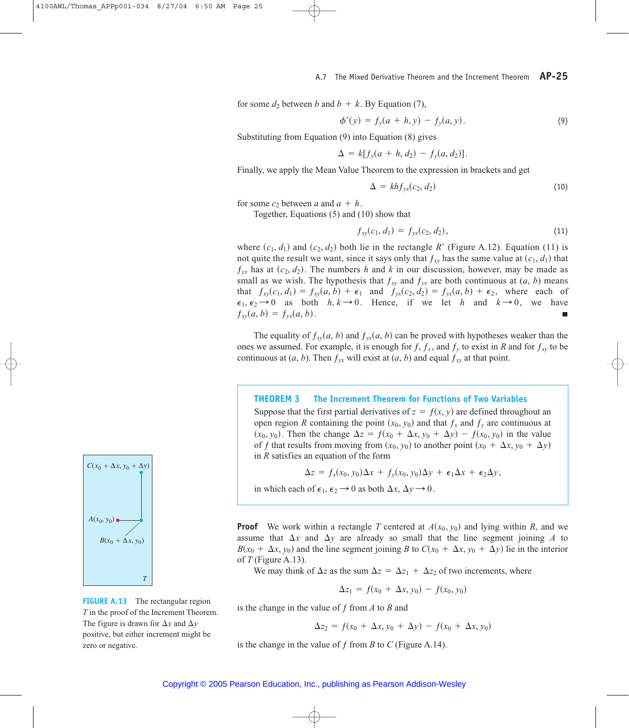for some $d_2$ between $b$ and $b + k$. By Equation (7),

$$\phi'(y) = f_y(a + h, y) - f_y(a, y). \tag{9}$$

Substituting from Equation (9) into Equation (8) gives

$$\Delta = k[f_y(a + h, d_2) - f_y(a, d_2)].$$

Finally, we apply the Mean Value Theorem to the expression in brackets and get

$$\Delta = khf_{yx}(c_2, d_2) \tag{10}$$

for some $c_2$ between $a$ and $a + h$.

Together, Equations (5) and (10) show that

$$f_{xy}(c_1, d_1) = f_{yx}(c_2, d_2), \tag{11}$$

where $(c_1, d_1)$ and $(c_2, d_2)$ both lie in the rectangle $R'$ (Figure A.12). Equation (11) is not quite the result we want, since it says only that $f_{xy}$ has the same value at $(c_1, d_1)$ that $f_{yx}$ has at $(c_2, d_2)$. The numbers $h$ and $k$ in our discussion, however, may be made as small as we wish. The hypothesis that $f_{xy}$ and $f_{yx}$ are both continuous at $(a, b)$ means that $f_{xy}(c_1, d_1) = f_{xy}(a, b) + \epsilon_1$ and $f_{yx}(c_2, d_2) = f_{yx}(a, b) + \epsilon_2$, where each of $\epsilon_1, \epsilon_2 \to 0$ as both $h, k \to 0$. Hence, if we let $h$ and $k \to 0$, we have $f_{xy}(a, b) = f_{yx}(a, b)$. ■

The equality of $f_{xy}(a, b)$ and $f_{yx}(a, b)$ can be proved with hypotheses weaker than the ones we assumed. For example, it is enough for $f$, $f_x$, and $f_y$ to exist in $R$ and for $f_{xy}$ to be continuous at $(a, b)$. Then $f_{yx}$ will exist at $(a, b)$ and equal $f_{xy}$ at that point.

**THEOREM 3 The Increment Theorem for Functions of Two Variables**

Suppose that the first partial derivatives of $z = f(x, y)$ are defined throughout an open region $R$ containing the point $(x_0, y_0)$ and that $f_x$ and $f_y$ are continuous at $(x_0, y_0)$. Then the change $\Delta z = f(x_0 + \Delta x, y_0 + \Delta y) - f(x_0, y_0)$ in the value of $f$ that results from moving from $(x_0, y_0)$ to another point $(x_0 + \Delta x, y_0 + \Delta y)$ in $R$ satisfies an equation of the form

$$\Delta z = f_x(x_0, y_0)\Delta x + f_y(x_0, y_0)\Delta y + \epsilon_1 \Delta x + \epsilon_2 \Delta y,$$

in which each of $\epsilon_1, \epsilon_2 \to 0$ as both $\Delta x, \Delta y \to 0$.

**Proof** We work within a rectangle $T$ centered at $A(x_0, y_0)$ and lying within $R$, and we assume that $\Delta x$ and $\Delta y$ are already so small that the line segment joining $A$ to $B(x_0 + \Delta x, y_0)$ and the line segment joining $B$ to $C(x_0 + \Delta x, y_0 + \Delta y)$ lie in the interior of $T$ (Figure A.13).

We may think of $\Delta z$ as the sum $\Delta z = \Delta z_1 + \Delta z_2$ of two increments, where

$$\Delta z_1 = f(x_0 + \Delta x, y_0) - f(x_0, y_0)$$

is the change in the value of $f$ from $A$ to $B$ and

$$\Delta z_2 = f(x_0 + \Delta x, y_0 + \Delta y) - f(x_0 + \Delta x, y_0)$$

is the change in the value of $f$ from $B$ to $C$ (Figure A.14).

$C(x_0 + \Delta x, y_0 + \Delta y)$, $A(x_0, y_0)$, $B(x_0 + \Delta x, y_0)$, $T$

**FIGURE A.13** The rectangular region $T$ in the proof of the Increment Theorem. The figure is drawn for $\Delta x$ and $\Delta y$ positive, but either increment might be zero or negative.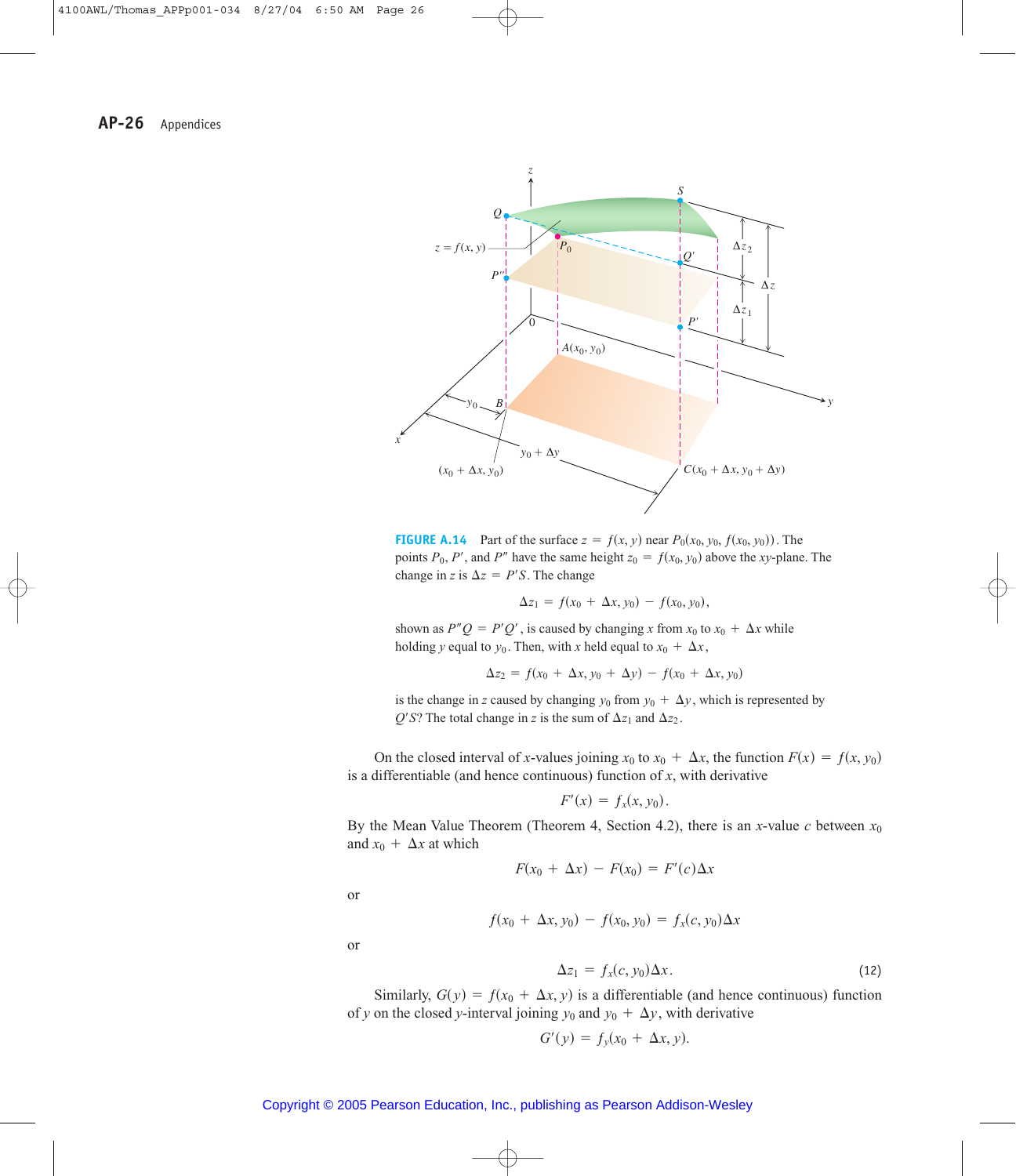**FIGURE A.14** Part of the surface $z = f(x, y)$ near $P_0(x_0, y_0, f(x_0, y_0))$. The points $P_0$, $P'$, and $P''$ have the same height $z_0 = f(x_0, y_0)$ above the $xy$-plane. The change in $z$ is $\Delta z = P'S$. The change

$$\Delta z_1 = f(x_0 + \Delta x, y_0) - f(x_0, y_0),$$

shown as $P''Q = P'Q'$, is caused by changing $x$ from $x_0$ to $x_0 + \Delta x$ while holding $y$ equal to $y_0$. Then, with $x$ held equal to $x_0 + \Delta x$,

$$\Delta z_2 = f(x_0 + \Delta x, y_0 + \Delta y) - f(x_0 + \Delta x, y_0)$$

is the change in $z$ caused by changing $y_0$ from $y_0 + \Delta y$, which is represented by $Q'S$? The total change in $z$ is the sum of $\Delta z_1$ and $\Delta z_2$.

On the closed interval of $x$-values joining $x_0$ to $x_0 + \Delta x$, the function $F(x) = f(x, y_0)$ is a differentiable (and hence continuous) function of $x$, with derivative

$$F'(x) = f_x(x, y_0).$$

By the Mean Value Theorem (Theorem 4, Section 4.2), there is an $x$-value $c$ between $x_0$ and $x_0 + \Delta x$ at which

$$F(x_0 + \Delta x) - F(x_0) = F'(c)\Delta x$$

or

$$f(x_0 + \Delta x, y_0) - f(x_0, y_0) = f_x(c, y_0)\Delta x$$

or

$$\Delta z_1 = f_x(c, y_0)\Delta x. \tag{12}$$

Similarly, $G(y) = f(x_0 + \Delta x, y)$ is a differentiable (and hence continuous) function of $y$ on the closed $y$-interval joining $y_0$ and $y_0 + \Delta y$, with derivative

$$G'(y) = f_y(x_0 + \Delta x, y).$$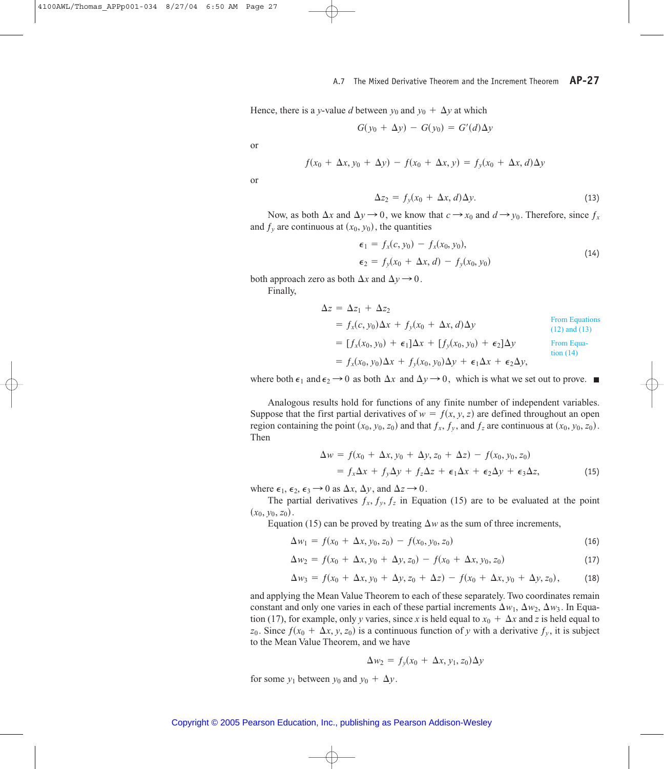Hence, there is a $y$-value $d$ between $y_0$ and $y_0 + \Delta y$ at which

$$G(y_0 + \Delta y) - G(y_0) = G'(d)\Delta y$$

or

$$f(x_0 + \Delta x, y_0 + \Delta y) - f(x_0 + \Delta x, y) = f_y(x_0 + \Delta x, d)\Delta y$$

or

$$\Delta z_2 = f_y(x_0 + \Delta x, d)\Delta y. \tag{13}$$

Now, as both $\Delta x$ and $\Delta y \to 0$, we know that $c \to x_0$ and $d \to y_0$. Therefore, since $f_x$ and $f_y$ are continuous at $(x_0, y_0)$, the quantities

$$\begin{aligned} \epsilon_1 &= f_x(c, y_0) - f_x(x_0, y_0), \\ \epsilon_2 &= f_y(x_0 + \Delta x, d) - f_y(x_0, y_0) \end{aligned} \tag{14}$$

both approach zero as both $\Delta x$ and $\Delta y \to 0$.

Finally,

$$\begin{aligned} \Delta z &= \Delta z_1 + \Delta z_2 \\ &= f_x(c, y_0)\Delta x + f_y(x_0 + \Delta x, d)\Delta y && \text{From Equations (12) and (13)} \\ &= [f_x(x_0, y_0) + \epsilon_1]\Delta x + [f_y(x_0, y_0) + \epsilon_2]\Delta y && \text{From Equation (14)} \\ &= f_x(x_0, y_0)\Delta x + f_y(x_0, y_0)\Delta y + \epsilon_1 \Delta x + \epsilon_2 \Delta y, \end{aligned}$$

where both $\epsilon_1$ and $\epsilon_2 \to 0$ as both $\Delta x$ and $\Delta y \to 0$, which is what we set out to prove. ■

Analogous results hold for functions of any finite number of independent variables. Suppose that the first partial derivatives of $w = f(x, y, z)$ are defined throughout an open region containing the point $(x_0, y_0, z_0)$ and that $f_x$, $f_y$, and $f_z$ are continuous at $(x_0, y_0, z_0)$. Then

$$\begin{aligned} \Delta w &= f(x_0 + \Delta x, y_0 + \Delta y, z_0 + \Delta z) - f(x_0, y_0, z_0) \\ &= f_x \Delta x + f_y \Delta y + f_z \Delta z + \epsilon_1 \Delta x + \epsilon_2 \Delta y + \epsilon_3 \Delta z, \end{aligned} \tag{15}$$

where $\epsilon_1, \epsilon_2, \epsilon_3 \to 0$ as $\Delta x$, $\Delta y$, and $\Delta z \to 0$.

The partial derivatives $f_x, f_y, f_z$ in Equation (15) are to be evaluated at the point $(x_0, y_0, z_0)$.

Equation (15) can be proved by treating $\Delta w$ as the sum of three increments,

$$\Delta w_1 = f(x_0 + \Delta x, y_0, z_0) - f(x_0, y_0, z_0) \tag{16}$$

$$\Delta w_2 = f(x_0 + \Delta x, y_0 + \Delta y, z_0) - f(x_0 + \Delta x, y_0, z_0) \tag{17}$$

$$\Delta w_3 = f(x_0 + \Delta x, y_0 + \Delta y, z_0 + \Delta z) - f(x_0 + \Delta x, y_0 + \Delta y, z_0), \tag{18}$$

and applying the Mean Value Theorem to each of these separately. Two coordinates remain constant and only one varies in each of these partial increments $\Delta w_1, \Delta w_2, \Delta w_3$. In Equation (17), for example, only $y$ varies, since $x$ is held equal to $x_0 + \Delta x$ and $z$ is held equal to $z_0$. Since $f(x_0 + \Delta x, y, z_0)$ is a continuous function of $y$ with a derivative $f_y$, it is subject to the Mean Value Theorem, and we have

$$\Delta w_2 = f_y(x_0 + \Delta x, y_1, z_0)\Delta y$$

for some $y_1$ between $y_0$ and $y_0 + \Delta y$.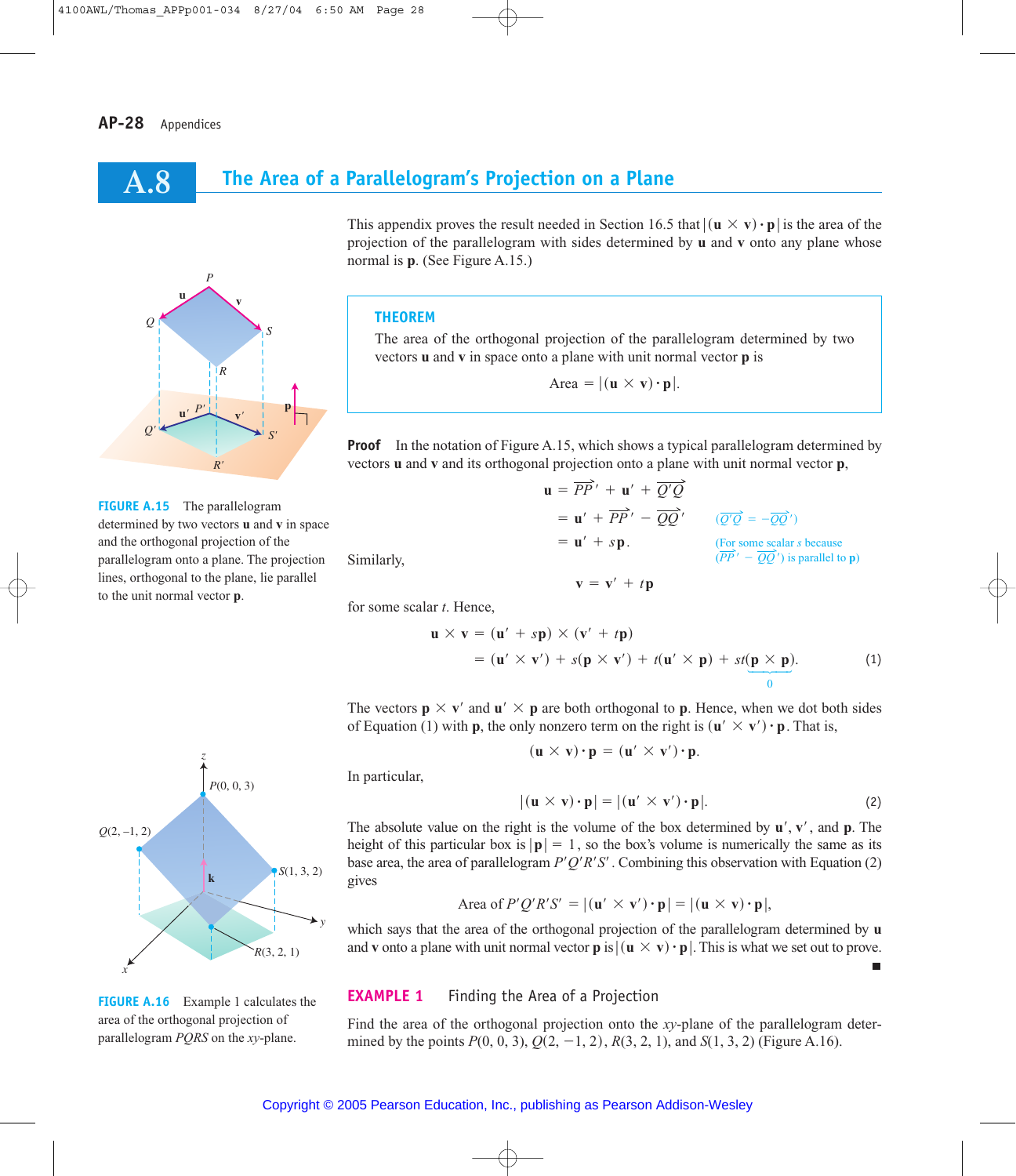## A.8 The Area of a Parallelogram's Projection on a Plane

This appendix proves the result needed in Section 16.5 that $|(\mathbf{u} \times \mathbf{v}) \cdot \mathbf{p}|$ is the area of the projection of the parallelogram with sides determined by $\mathbf{u}$ and $\mathbf{v}$ onto any plane whose normal is $\mathbf{p}$. (See Figure A.15.)

FIGURE A.15 The parallelogram determined by two vectors $\mathbf{u}$ and $\mathbf{v}$ in space and the orthogonal projection of the parallelogram onto a plane. The projection lines, orthogonal to the plane, lie parallel to the unit normal vector $\mathbf{p}$.

**THEOREM**

The area of the orthogonal projection of the parallelogram determined by two vectors $\mathbf{u}$ and $\mathbf{v}$ in space onto a plane with unit normal vector $\mathbf{p}$ is

$$\text{Area} = |(\mathbf{u} \times \mathbf{v}) \cdot \mathbf{p}|.$$

**Proof** In the notation of Figure A.15, which shows a typical parallelogram determined by vectors $\mathbf{u}$ and $\mathbf{v}$ and its orthogonal projection onto a plane with unit normal vector $\mathbf{p}$,

$$\begin{aligned}
\mathbf{u} &= \overrightarrow{PP'} + \mathbf{u}' + \overrightarrow{Q'Q} \\
&= \mathbf{u}' + \overrightarrow{PP'} - \overrightarrow{QQ'} && (\overrightarrow{Q'Q} = -\overrightarrow{QQ'}) \\
&= \mathbf{u}' + s\mathbf{p}. && \text{(For some scalar } s \text{ because } (\overrightarrow{PP'} - \overrightarrow{QQ'}) \text{ is parallel to } \mathbf{p})
\end{aligned}$$

Similarly,

$$\mathbf{v} = \mathbf{v}' + t\mathbf{p}$$

for some scalar $t$. Hence,

$$\begin{aligned}
\mathbf{u} \times \mathbf{v} &= (\mathbf{u}' + s\mathbf{p}) \times (\mathbf{v}' + t\mathbf{p}) \\
&= (\mathbf{u}' \times \mathbf{v}') + s(\mathbf{p} \times \mathbf{v}') + t(\mathbf{u}' \times \mathbf{p}) + st\underbrace{(\mathbf{p} \times \mathbf{p})}_{0}.
\end{aligned} \tag{1}$$

The vectors $\mathbf{p} \times \mathbf{v}'$ and $\mathbf{u}' \times \mathbf{p}$ are both orthogonal to $\mathbf{p}$. Hence, when we dot both sides of Equation (1) with $\mathbf{p}$, the only nonzero term on the right is $(\mathbf{u}' \times \mathbf{v}') \cdot \mathbf{p}$. That is,

$$(\mathbf{u} \times \mathbf{v}) \cdot \mathbf{p} = (\mathbf{u}' \times \mathbf{v}') \cdot \mathbf{p}.$$

In particular,

$$|(\mathbf{u} \times \mathbf{v}) \cdot \mathbf{p}| = |(\mathbf{u}' \times \mathbf{v}') \cdot \mathbf{p}|. \tag{2}$$

The absolute value on the right is the volume of the box determined by $\mathbf{u}'$, $\mathbf{v}'$, and $\mathbf{p}$. The height of this particular box is $|\mathbf{p}| = 1$, so the box's volume is numerically the same as its base area, the area of parallelogram $P'Q'R'S'$. Combining this observation with Equation (2) gives

$$\text{Area of } P'Q'R'S' = |(\mathbf{u}' \times \mathbf{v}') \cdot \mathbf{p}| = |(\mathbf{u} \times \mathbf{v}) \cdot \mathbf{p}|,$$

which says that the area of the orthogonal projection of the parallelogram determined by $\mathbf{u}$ and $\mathbf{v}$ onto a plane with unit normal vector $\mathbf{p}$ is $|(\mathbf{u} \times \mathbf{v}) \cdot \mathbf{p}|$. This is what we set out to prove. ■

FIGURE A.16 Example 1 calculates the area of the orthogonal projection of parallelogram $PQRS$ on the $xy$-plane.

**EXAMPLE 1** Finding the Area of a Projection

Find the area of the orthogonal projection onto the $xy$-plane of the parallelogram determined by the points $P(0, 0, 3)$, $Q(2, -1, 2)$, $R(3, 2, 1)$, and $S(1, 3, 2)$ (Figure A.16).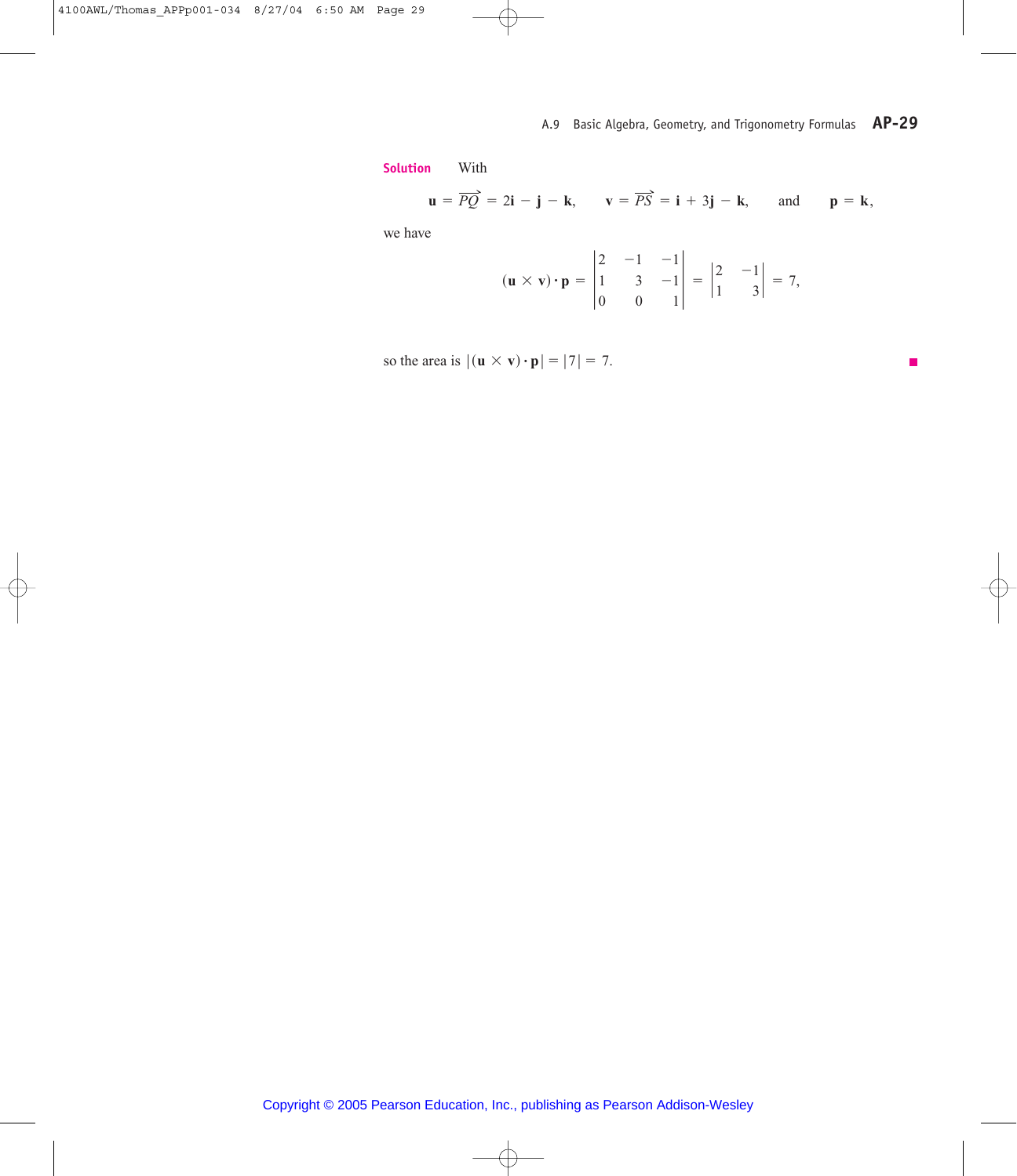**Solution** With

$$\mathbf{u} = \overrightarrow{PQ} = 2\mathbf{i} - \mathbf{j} - \mathbf{k}, \qquad \mathbf{v} = \overrightarrow{PS} = \mathbf{i} + 3\mathbf{j} - \mathbf{k}, \qquad \text{and} \qquad \mathbf{p} = \mathbf{k},$$

we have

$$(\mathbf{u} \times \mathbf{v}) \cdot \mathbf{p} = \begin{vmatrix} 2 & -1 & -1 \\ 1 & 3 & -1 \\ 0 & 0 & 1 \end{vmatrix} = \begin{vmatrix} 2 & -1 \\ 1 & 3 \end{vmatrix} = 7,$$

so the area is $|(\mathbf{u} \times \mathbf{v}) \cdot \mathbf{p}| = |7| = 7.$

Copyright © 2005 Pearson Education, Inc., publishing as Pearson Addison-Wesley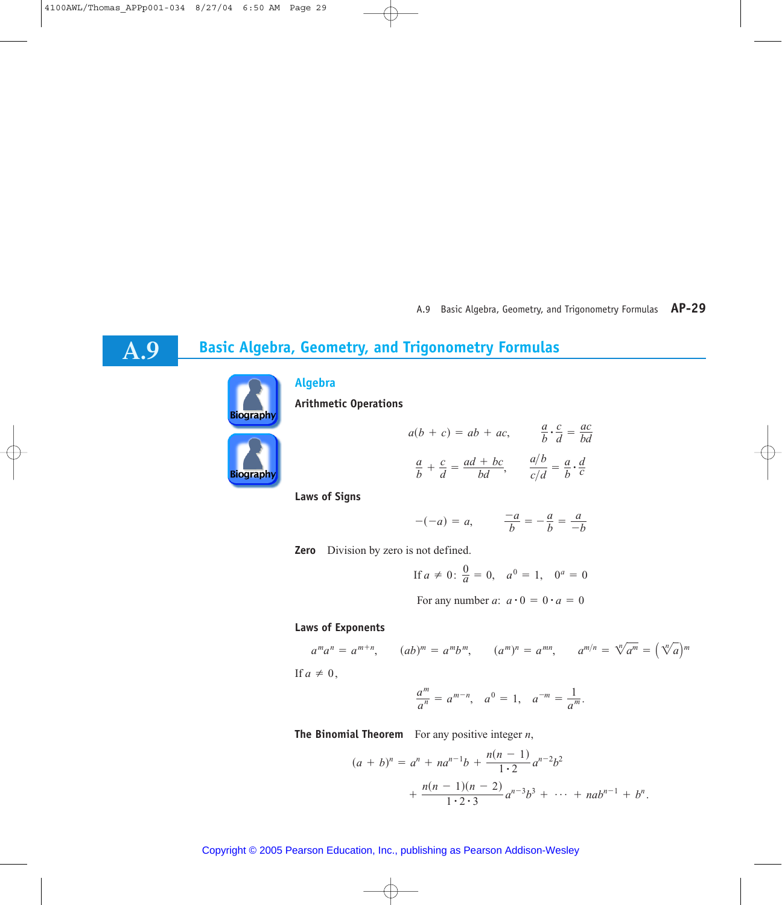## A.9 Basic Algebra, Geometry, and Trigonometry Formulas

### Algebra

**Arithmetic Operations**

$$a(b + c) = ab + ac, \qquad \frac{a}{b} \cdot \frac{c}{d} = \frac{ac}{bd}$$

$$\frac{a}{b} + \frac{c}{d} = \frac{ad + bc}{bd}, \qquad \frac{a/b}{c/d} = \frac{a}{b} \cdot \frac{d}{c}$$

**Laws of Signs**

$$-(-a) = a, \qquad \frac{-a}{b} = -\frac{a}{b} = \frac{a}{-b}$$

**Zero** Division by zero is not defined.

$$\text{If } a \neq 0: \ \frac{0}{a} = 0, \quad a^0 = 1, \quad 0^a = 0$$

$$\text{For any number } a: \ a \cdot 0 = 0 \cdot a = 0$$

**Laws of Exponents**

$$a^m a^n = a^{m+n}, \qquad (ab)^m = a^m b^m, \qquad (a^m)^n = a^{mn}, \qquad a^{m/n} = \sqrt[n]{a^m} = \left(\sqrt[n]{a}\right)^m$$

If $a \neq 0$,

$$\frac{a^m}{a^n} = a^{m-n}, \quad a^0 = 1, \quad a^{-m} = \frac{1}{a^m}.$$

**The Binomial Theorem** For any positive integer $n$,

$$(a + b)^n = a^n + na^{n-1}b + \frac{n(n-1)}{1 \cdot 2}a^{n-2}b^2 + \frac{n(n-1)(n-2)}{1 \cdot 2 \cdot 3}a^{n-3}b^3 + \cdots + nab^{n-1} + b^n.$$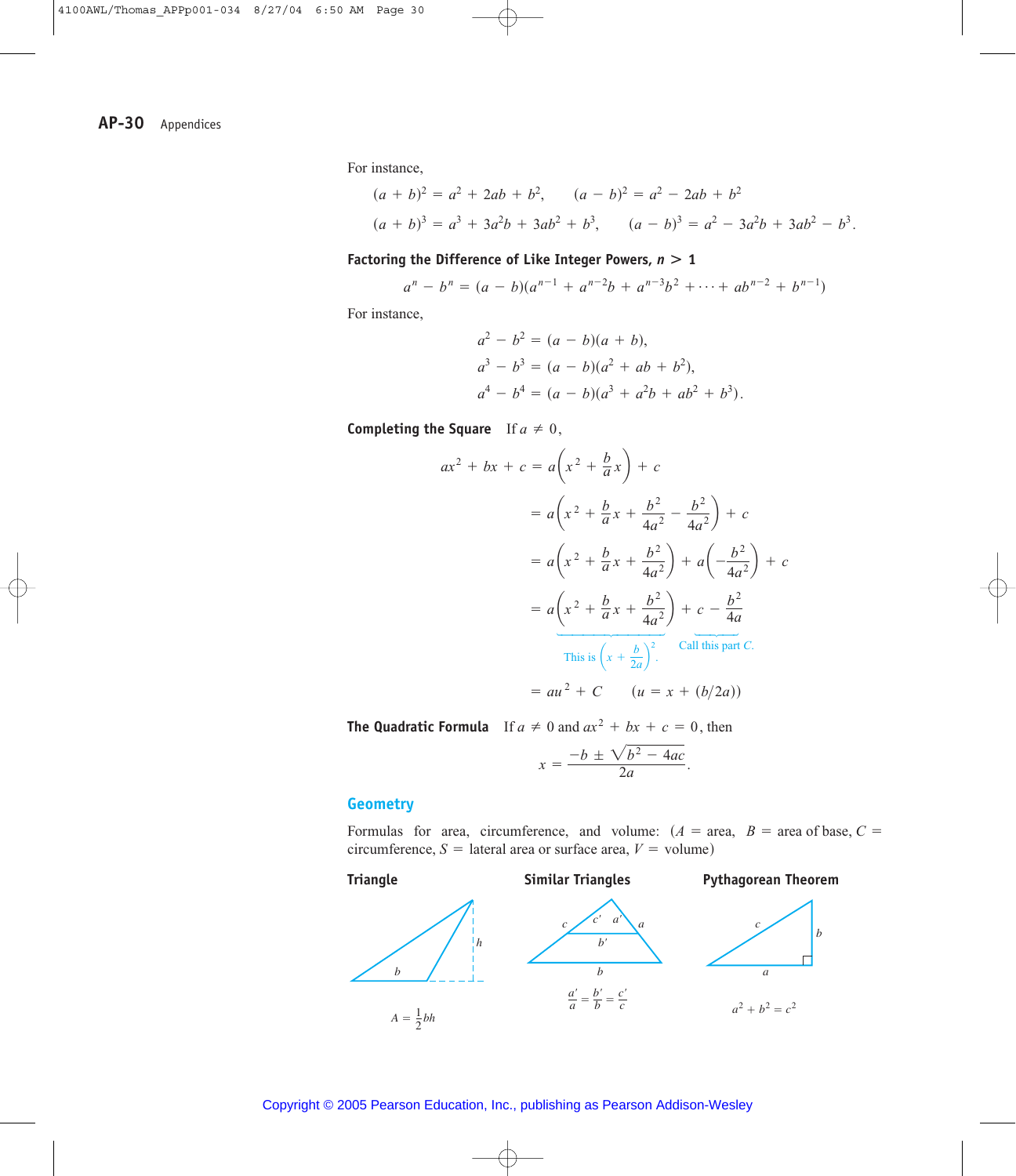For instance,

$$(a+b)^2 = a^2 + 2ab + b^2, \qquad (a-b)^2 = a^2 - 2ab + b^2$$

$$(a+b)^3 = a^3 + 3a^2b + 3ab^2 + b^3, \qquad (a-b)^3 = a^3 - 3a^2b + 3ab^2 - b^3.$$

**Factoring the Difference of Like Integer Powers, $n > 1$**

$$a^n - b^n = (a-b)(a^{n-1} + a^{n-2}b + a^{n-3}b^2 + \cdots + ab^{n-2} + b^{n-1})$$

For instance,

$$a^2 - b^2 = (a-b)(a+b),$$
$$a^3 - b^3 = (a-b)(a^2 + ab + b^2),$$
$$a^4 - b^4 = (a-b)(a^3 + a^2b + ab^2 + b^3).$$

**Completing the Square** If $a \neq 0$,

$$\begin{aligned}
ax^2 + bx + c &= a\left(x^2 + \frac{b}{a}x\right) + c \\
&= a\left(x^2 + \frac{b}{a}x + \frac{b^2}{4a^2} - \frac{b^2}{4a^2}\right) + c \\
&= a\left(x^2 + \frac{b}{a}x + \frac{b^2}{4a^2}\right) + a\left(-\frac{b^2}{4a^2}\right) + c \\
&= a\underbrace{\left(x^2 + \frac{b}{a}x + \frac{b^2}{4a^2}\right)}_{\text{This is } \left(x + \frac{b}{2a}\right)^2.} + \underbrace{c - \frac{b^2}{4a}}_{\text{Call this part } C.} \\
&= au^2 + C \qquad (u = x + (b/2a))
\end{aligned}$$

**The Quadratic Formula** If $a \neq 0$ and $ax^2 + bx + c = 0$, then

$$x = \frac{-b \pm \sqrt{b^2 - 4ac}}{2a}.$$

## Geometry

Formulas for area, circumference, and volume: ($A$ = area, $B$ = area of base, $C$ = circumference, $S$ = lateral area or surface area, $V$ = volume)

**Triangle**

$$A = \frac{1}{2}bh$$

**Similar Triangles**

$$\frac{a'}{a} = \frac{b'}{b} = \frac{c'}{c}$$

**Pythagorean Theorem**

$$a^2 + b^2 = c^2$$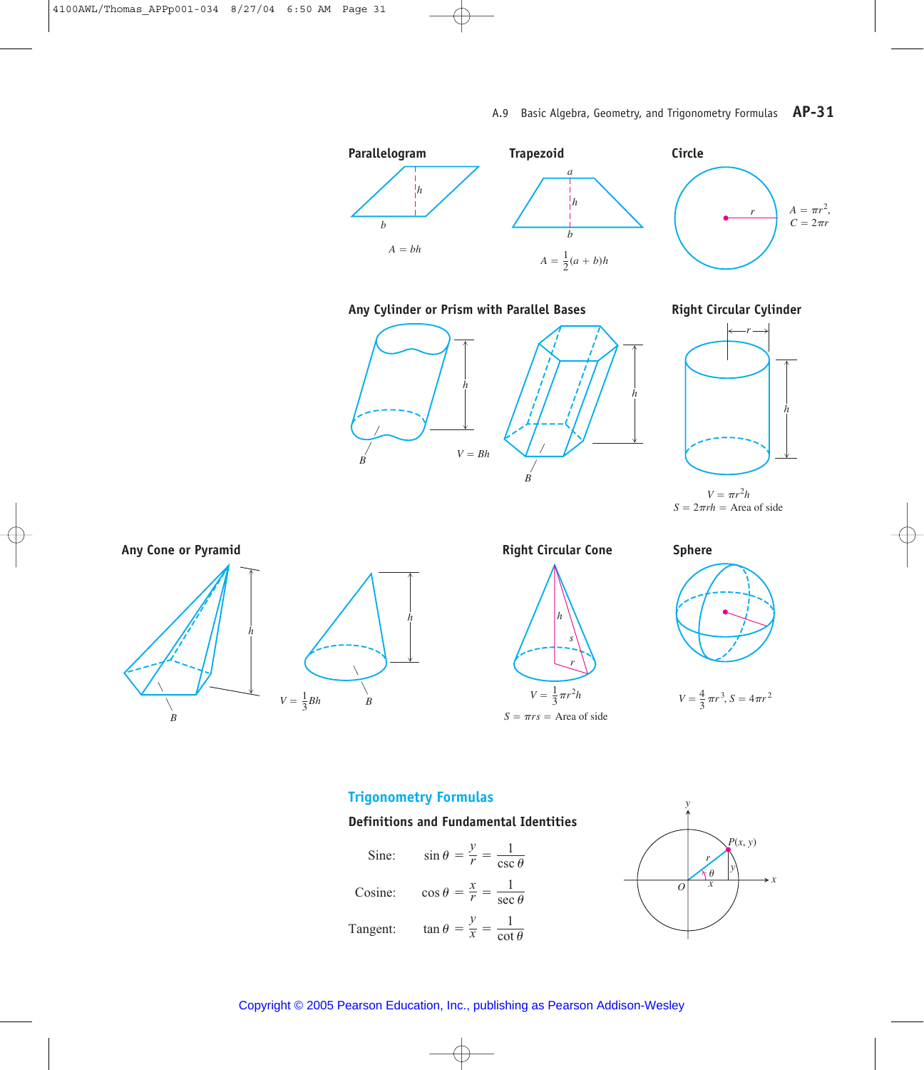### Parallelogram

$A = bh$

### Trapezoid

$A = \frac{1}{2}(a + b)h$

### Circle

$A = \pi r^2,$
$C = 2\pi r$

### Any Cylinder or Prism with Parallel Bases

$V = Bh$

### Right Circular Cylinder

$V = \pi r^2 h$
$S = 2\pi rh = \text{Area of side}$

### Any Cone or Pyramid

$V = \frac{1}{3}Bh$

### Right Circular Cone

$V = \frac{1}{3}\pi r^2 h$
$S = \pi rs = \text{Area of side}$

### Sphere

$V = \frac{4}{3}\pi r^3, S = 4\pi r^2$

## Trigonometry Formulas

### Definitions and Fundamental Identities

Sine: $\sin\theta = \frac{y}{r} = \frac{1}{\csc\theta}$

Cosine: $\cos\theta = \frac{x}{r} = \frac{1}{\sec\theta}$

Tangent: $\tan\theta = \frac{y}{x} = \frac{1}{\cot\theta}$

Copyright © 2005 Pearson Education, Inc., publishing as Pearson Addison-Wesley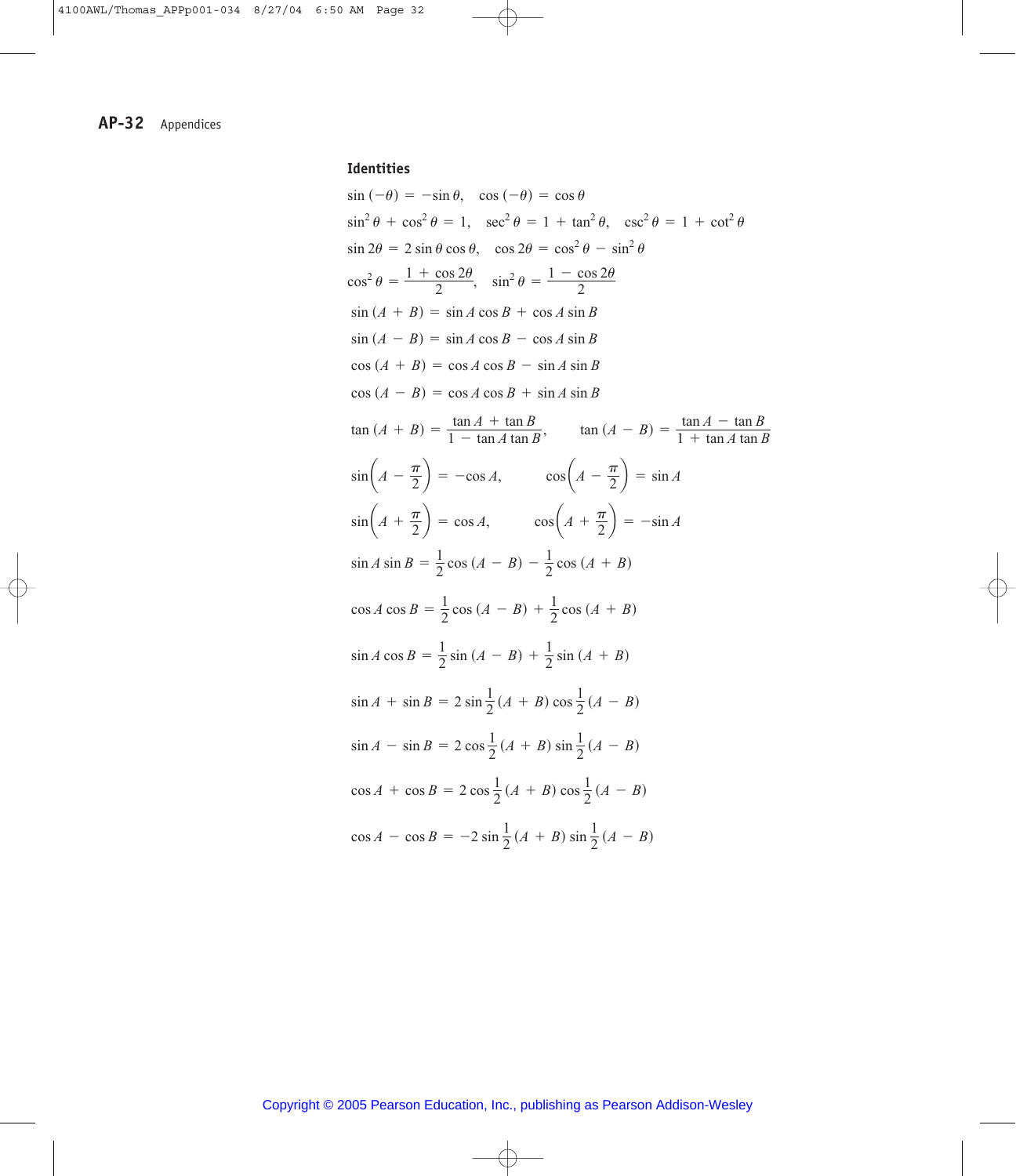### Identities

$$\sin(-\theta) = -\sin\theta, \quad \cos(-\theta) = \cos\theta$$

$$\sin^2\theta + \cos^2\theta = 1, \quad \sec^2\theta = 1 + \tan^2\theta, \quad \csc^2\theta = 1 + \cot^2\theta$$

$$\sin 2\theta = 2\sin\theta\cos\theta, \quad \cos 2\theta = \cos^2\theta - \sin^2\theta$$

$$\cos^2\theta = \frac{1 + \cos 2\theta}{2}, \quad \sin^2\theta = \frac{1 - \cos 2\theta}{2}$$

$$\sin(A + B) = \sin A\cos B + \cos A\sin B$$

$$\sin(A - B) = \sin A\cos B - \cos A\sin B$$

$$\cos(A + B) = \cos A\cos B - \sin A\sin B$$

$$\cos(A - B) = \cos A\cos B + \sin A\sin B$$

$$\tan(A + B) = \frac{\tan A + \tan B}{1 - \tan A\tan B}, \quad \tan(A - B) = \frac{\tan A - \tan B}{1 + \tan A\tan B}$$

$$\sin\left(A - \frac{\pi}{2}\right) = -\cos A, \quad \cos\left(A - \frac{\pi}{2}\right) = \sin A$$

$$\sin\left(A + \frac{\pi}{2}\right) = \cos A, \quad \cos\left(A + \frac{\pi}{2}\right) = -\sin A$$

$$\sin A\sin B = \frac{1}{2}\cos(A - B) - \frac{1}{2}\cos(A + B)$$

$$\cos A\cos B = \frac{1}{2}\cos(A - B) + \frac{1}{2}\cos(A + B)$$

$$\sin A\cos B = \frac{1}{2}\sin(A - B) + \frac{1}{2}\sin(A + B)$$

$$\sin A + \sin B = 2\sin\frac{1}{2}(A + B)\cos\frac{1}{2}(A - B)$$

$$\sin A - \sin B = 2\cos\frac{1}{2}(A + B)\sin\frac{1}{2}(A - B)$$

$$\cos A + \cos B = 2\cos\frac{1}{2}(A + B)\cos\frac{1}{2}(A - B)$$

$$\cos A - \cos B = -2\sin\frac{1}{2}(A + B)\sin\frac{1}{2}(A - B)$$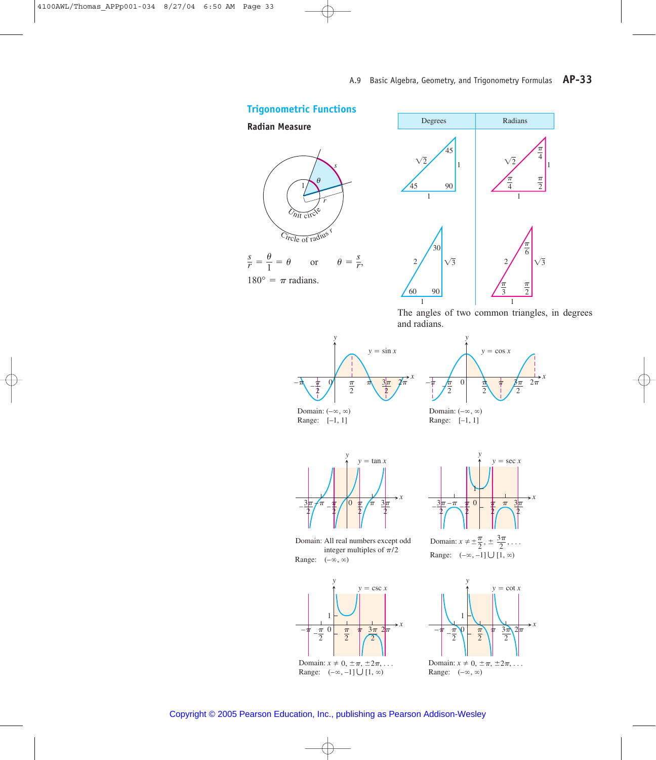## Trigonometric Functions

### Radian Measure

s

θ

1

r

Unit circle

Circle of radius r

$$\frac{s}{r} = \frac{\theta}{1} = \theta \quad \text{or} \quad \theta = \frac{s}{r},$$

$180° = \pi$ radians.

Degrees

$\sqrt{2}$ 45 1 45 90 1

2 30 $\sqrt{3}$ 60 90 1

Radians

$\sqrt{2}$ $\frac{\pi}{4}$ 1 $\frac{\pi}{4}$ $\frac{\pi}{2}$ 1

2 $\frac{\pi}{6}$ $\sqrt{3}$ $\frac{\pi}{3}$ $\frac{\pi}{2}$ 1

The angles of two common triangles, in degrees and radians.

$y = \sin x$

Domain: $(-\infty, \infty)$
Range: $[-1, 1]$

$y = \cos x$

Domain: $(-\infty, \infty)$
Range: $[-1, 1]$

$y = \tan x$

Domain: All real numbers except odd integer multiples of $\pi/2$
Range: $(-\infty, \infty)$

$y = \sec x$

Domain: $x \neq \pm\frac{\pi}{2}, \pm\frac{3\pi}{2}, \ldots$
Range: $(-\infty, -1] \cup [1, \infty)$

$y = \csc x$

Domain: $x \neq 0, \pm\pi, \pm 2\pi, \ldots$
Range: $(-\infty, -1] \cup [1, \infty)$

$y = \cot x$

Domain: $x \neq 0, \pm\pi, \pm 2\pi, \ldots$
Range: $(-\infty, \infty)$